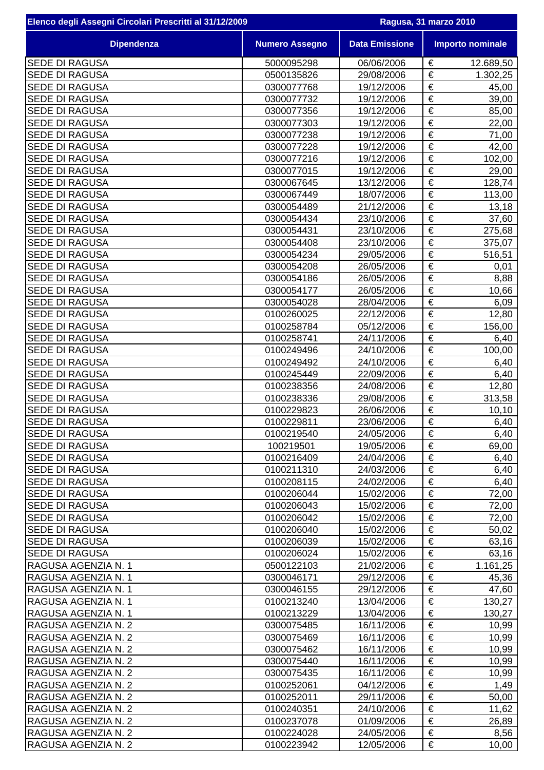| Elenco degli Assegni Circolari Prescritti al 31/12/2009 | | Ragusa, 31 marzo 2010 | |
|---|---|---|---|
| **Dipendenza** | **Numero Assegno** | **Data Emissione** | **Importo nominale** |
| SEDE DI RAGUSA | 5000095298 | 06/06/2006 | € 12.689,50 |
| SEDE DI RAGUSA | 0500135826 | 29/08/2006 | € 1.302,25 |
| SEDE DI RAGUSA | 0300077768 | 19/12/2006 | € 45,00 |
| SEDE DI RAGUSA | 0300077732 | 19/12/2006 | € 39,00 |
| SEDE DI RAGUSA | 0300077356 | 19/12/2006 | € 85,00 |
| SEDE DI RAGUSA | 0300077303 | 19/12/2006 | € 22,00 |
| SEDE DI RAGUSA | 0300077238 | 19/12/2006 | € 71,00 |
| SEDE DI RAGUSA | 0300077228 | 19/12/2006 | € 42,00 |
| SEDE DI RAGUSA | 0300077216 | 19/12/2006 | € 102,00 |
| SEDE DI RAGUSA | 0300077015 | 19/12/2006 | € 29,00 |
| SEDE DI RAGUSA | 0300067645 | 13/12/2006 | € 128,74 |
| SEDE DI RAGUSA | 0300067449 | 18/07/2006 | € 113,00 |
| SEDE DI RAGUSA | 0300054489 | 21/12/2006 | € 13,18 |
| SEDE DI RAGUSA | 0300054434 | 23/10/2006 | € 37,60 |
| SEDE DI RAGUSA | 0300054431 | 23/10/2006 | € 275,68 |
| SEDE DI RAGUSA | 0300054408 | 23/10/2006 | € 375,07 |
| SEDE DI RAGUSA | 0300054234 | 29/05/2006 | € 516,51 |
| SEDE DI RAGUSA | 0300054208 | 26/05/2006 | € 0,01 |
| SEDE DI RAGUSA | 0300054186 | 26/05/2006 | € 8,88 |
| SEDE DI RAGUSA | 0300054177 | 26/05/2006 | € 10,66 |
| SEDE DI RAGUSA | 0300054028 | 28/04/2006 | € 6,09 |
| SEDE DI RAGUSA | 0100260025 | 22/12/2006 | € 12,80 |
| SEDE DI RAGUSA | 0100258784 | 05/12/2006 | € 156,00 |
| SEDE DI RAGUSA | 0100258741 | 24/11/2006 | € 6,40 |
| SEDE DI RAGUSA | 0100249496 | 24/10/2006 | € 100,00 |
| SEDE DI RAGUSA | 0100249492 | 24/10/2006 | € 6,40 |
| SEDE DI RAGUSA | 0100245449 | 22/09/2006 | € 6,40 |
| SEDE DI RAGUSA | 0100238356 | 24/08/2006 | € 12,80 |
| SEDE DI RAGUSA | 0100238336 | 29/08/2006 | € 313,58 |
| SEDE DI RAGUSA | 0100229823 | 26/06/2006 | € 10,10 |
| SEDE DI RAGUSA | 0100229811 | 23/06/2006 | € 6,40 |
| SEDE DI RAGUSA | 0100219540 | 24/05/2006 | € 6,40 |
| SEDE DI RAGUSA | 100219501 | 19/05/2006 | € 69,00 |
| SEDE DI RAGUSA | 0100216409 | 24/04/2006 | € 6,40 |
| SEDE DI RAGUSA | 0100211310 | 24/03/2006 | € 6,40 |
| SEDE DI RAGUSA | 0100208115 | 24/02/2006 | € 6,40 |
| SEDE DI RAGUSA | 0100206044 | 15/02/2006 | € 72,00 |
| SEDE DI RAGUSA | 0100206043 | 15/02/2006 | € 72,00 |
| SEDE DI RAGUSA | 0100206042 | 15/02/2006 | € 72,00 |
| SEDE DI RAGUSA | 0100206040 | 15/02/2006 | € 50,02 |
| SEDE DI RAGUSA | 0100206039 | 15/02/2006 | € 63,16 |
| SEDE DI RAGUSA | 0100206024 | 15/02/2006 | € 63,16 |
| RAGUSA AGENZIA N. 1 | 0500122103 | 21/02/2006 | € 1.161,25 |
| RAGUSA AGENZIA N. 1 | 0300046171 | 29/12/2006 | € 45,36 |
| RAGUSA AGENZIA N. 1 | 0300046155 | 29/12/2006 | € 47,60 |
| RAGUSA AGENZIA N. 1 | 0100213240 | 13/04/2006 | € 130,27 |
| RAGUSA AGENZIA N. 1 | 0100213229 | 13/04/2006 | € 130,27 |
| RAGUSA AGENZIA N. 2 | 0300075485 | 16/11/2006 | € 10,99 |
| RAGUSA AGENZIA N. 2 | 0300075469 | 16/11/2006 | € 10,99 |
| RAGUSA AGENZIA N. 2 | 0300075462 | 16/11/2006 | € 10,99 |
| RAGUSA AGENZIA N. 2 | 0300075440 | 16/11/2006 | € 10,99 |
| RAGUSA AGENZIA N. 2 | 0300075435 | 16/11/2006 | € 10,99 |
| RAGUSA AGENZIA N. 2 | 0100252061 | 04/12/2006 | € 1,49 |
| RAGUSA AGENZIA N. 2 | 0100252011 | 29/11/2006 | € 50,00 |
| RAGUSA AGENZIA N. 2 | 0100240351 | 24/10/2006 | € 11,62 |
| RAGUSA AGENZIA N. 2 | 0100237078 | 01/09/2006 | € 26,89 |
| RAGUSA AGENZIA N. 2 | 0100224028 | 24/05/2006 | € 8,56 |
| RAGUSA AGENZIA N. 2 | 0100223942 | 12/05/2006 | € 10,00 |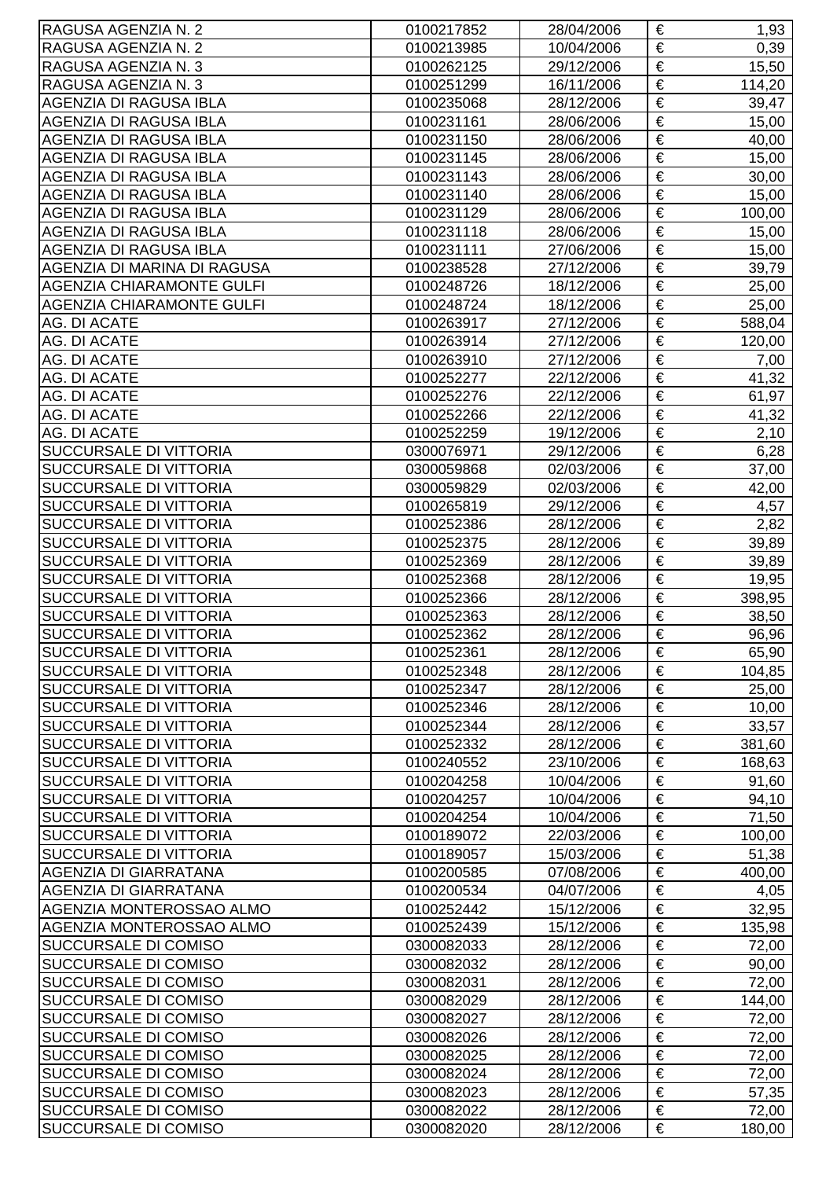| | | | | |
|---|---|---|---|---|
| RAGUSA AGENZIA N. 2 | 0100217852 | 28/04/2006 | € | 1,93 |
| RAGUSA AGENZIA N. 2 | 0100213985 | 10/04/2006 | € | 0,39 |
| RAGUSA AGENZIA N. 3 | 0100262125 | 29/12/2006 | € | 15,50 |
| RAGUSA AGENZIA N. 3 | 0100251299 | 16/11/2006 | € | 114,20 |
| AGENZIA DI RAGUSA IBLA | 0100235068 | 28/12/2006 | € | 39,47 |
| AGENZIA DI RAGUSA IBLA | 0100231161 | 28/06/2006 | € | 15,00 |
| AGENZIA DI RAGUSA IBLA | 0100231150 | 28/06/2006 | € | 40,00 |
| AGENZIA DI RAGUSA IBLA | 0100231145 | 28/06/2006 | € | 15,00 |
| AGENZIA DI RAGUSA IBLA | 0100231143 | 28/06/2006 | € | 30,00 |
| AGENZIA DI RAGUSA IBLA | 0100231140 | 28/06/2006 | € | 15,00 |
| AGENZIA DI RAGUSA IBLA | 0100231129 | 28/06/2006 | € | 100,00 |
| AGENZIA DI RAGUSA IBLA | 0100231118 | 28/06/2006 | € | 15,00 |
| AGENZIA DI RAGUSA IBLA | 0100231111 | 27/06/2006 | € | 15,00 |
| AGENZIA DI MARINA DI RAGUSA | 0100238528 | 27/12/2006 | € | 39,79 |
| AGENZIA CHIARAMONTE GULFI | 0100248726 | 18/12/2006 | € | 25,00 |
| AGENZIA CHIARAMONTE GULFI | 0100248724 | 18/12/2006 | € | 25,00 |
| AG. DI ACATE | 0100263917 | 27/12/2006 | € | 588,04 |
| AG. DI ACATE | 0100263914 | 27/12/2006 | € | 120,00 |
| AG. DI ACATE | 0100263910 | 27/12/2006 | € | 7,00 |
| AG. DI ACATE | 0100252277 | 22/12/2006 | € | 41,32 |
| AG. DI ACATE | 0100252276 | 22/12/2006 | € | 61,97 |
| AG. DI ACATE | 0100252266 | 22/12/2006 | € | 41,32 |
| AG. DI ACATE | 0100252259 | 19/12/2006 | € | 2,10 |
| SUCCURSALE DI VITTORIA | 0300076971 | 29/12/2006 | € | 6,28 |
| SUCCURSALE DI VITTORIA | 0300059868 | 02/03/2006 | € | 37,00 |
| SUCCURSALE DI VITTORIA | 0300059829 | 02/03/2006 | € | 42,00 |
| SUCCURSALE DI VITTORIA | 0100265819 | 29/12/2006 | € | 4,57 |
| SUCCURSALE DI VITTORIA | 0100252386 | 28/12/2006 | € | 2,82 |
| SUCCURSALE DI VITTORIA | 0100252375 | 28/12/2006 | € | 39,89 |
| SUCCURSALE DI VITTORIA | 0100252369 | 28/12/2006 | € | 39,89 |
| SUCCURSALE DI VITTORIA | 0100252368 | 28/12/2006 | € | 19,95 |
| SUCCURSALE DI VITTORIA | 0100252366 | 28/12/2006 | € | 398,95 |
| SUCCURSALE DI VITTORIA | 0100252363 | 28/12/2006 | € | 38,50 |
| SUCCURSALE DI VITTORIA | 0100252362 | 28/12/2006 | € | 96,96 |
| SUCCURSALE DI VITTORIA | 0100252361 | 28/12/2006 | € | 65,90 |
| SUCCURSALE DI VITTORIA | 0100252348 | 28/12/2006 | € | 104,85 |
| SUCCURSALE DI VITTORIA | 0100252347 | 28/12/2006 | € | 25,00 |
| SUCCURSALE DI VITTORIA | 0100252346 | 28/12/2006 | € | 10,00 |
| SUCCURSALE DI VITTORIA | 0100252344 | 28/12/2006 | € | 33,57 |
| SUCCURSALE DI VITTORIA | 0100252332 | 28/12/2006 | € | 381,60 |
| SUCCURSALE DI VITTORIA | 0100240552 | 23/10/2006 | € | 168,63 |
| SUCCURSALE DI VITTORIA | 0100204258 | 10/04/2006 | € | 91,60 |
| SUCCURSALE DI VITTORIA | 0100204257 | 10/04/2006 | € | 94,10 |
| SUCCURSALE DI VITTORIA | 0100204254 | 10/04/2006 | € | 71,50 |
| SUCCURSALE DI VITTORIA | 0100189072 | 22/03/2006 | € | 100,00 |
| SUCCURSALE DI VITTORIA | 0100189057 | 15/03/2006 | € | 51,38 |
| AGENZIA DI GIARRATANA | 0100200585 | 07/08/2006 | € | 400,00 |
| AGENZIA DI GIARRATANA | 0100200534 | 04/07/2006 | € | 4,05 |
| AGENZIA MONTEROSSAO ALMO | 0100252442 | 15/12/2006 | € | 32,95 |
| AGENZIA MONTEROSSAO ALMO | 0100252439 | 15/12/2006 | € | 135,98 |
| SUCCURSALE DI COMISO | 0300082033 | 28/12/2006 | € | 72,00 |
| SUCCURSALE DI COMISO | 0300082032 | 28/12/2006 | € | 90,00 |
| SUCCURSALE DI COMISO | 0300082031 | 28/12/2006 | € | 72,00 |
| SUCCURSALE DI COMISO | 0300082029 | 28/12/2006 | € | 144,00 |
| SUCCURSALE DI COMISO | 0300082027 | 28/12/2006 | € | 72,00 |
| SUCCURSALE DI COMISO | 0300082026 | 28/12/2006 | € | 72,00 |
| SUCCURSALE DI COMISO | 0300082025 | 28/12/2006 | € | 72,00 |
| SUCCURSALE DI COMISO | 0300082024 | 28/12/2006 | € | 72,00 |
| SUCCURSALE DI COMISO | 0300082023 | 28/12/2006 | € | 57,35 |
| SUCCURSALE DI COMISO | 0300082022 | 28/12/2006 | € | 72,00 |
| SUCCURSALE DI COMISO | 0300082020 | 28/12/2006 | € | 180,00 |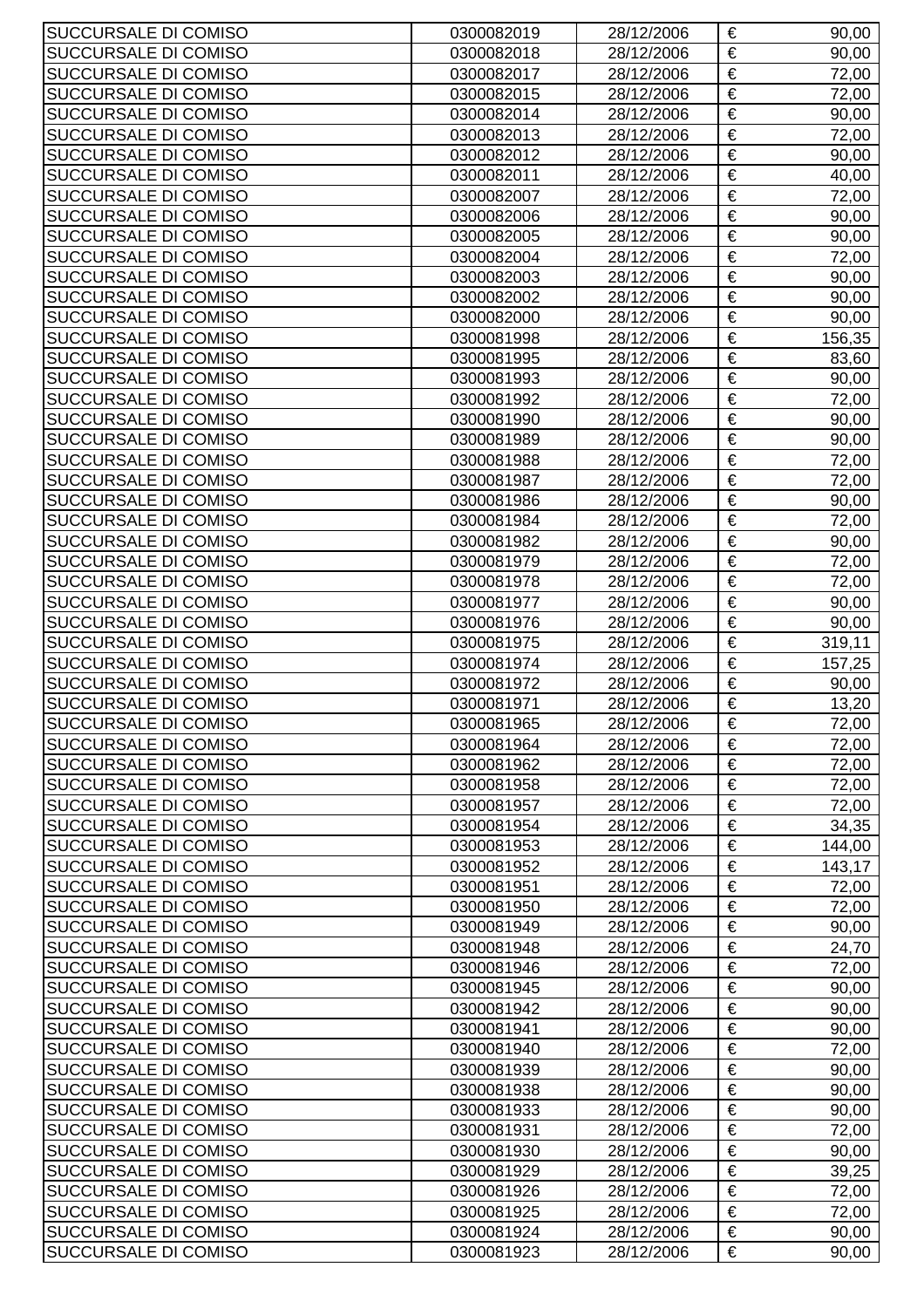| | | | | |
|---|---|---|---|---|
| SUCCURSALE DI COMISO | 0300082019 | 28/12/2006 | € | 90,00 |
| SUCCURSALE DI COMISO | 0300082018 | 28/12/2006 | € | 90,00 |
| SUCCURSALE DI COMISO | 0300082017 | 28/12/2006 | € | 72,00 |
| SUCCURSALE DI COMISO | 0300082015 | 28/12/2006 | € | 72,00 |
| SUCCURSALE DI COMISO | 0300082014 | 28/12/2006 | € | 90,00 |
| SUCCURSALE DI COMISO | 0300082013 | 28/12/2006 | € | 72,00 |
| SUCCURSALE DI COMISO | 0300082012 | 28/12/2006 | € | 90,00 |
| SUCCURSALE DI COMISO | 0300082011 | 28/12/2006 | € | 40,00 |
| SUCCURSALE DI COMISO | 0300082007 | 28/12/2006 | € | 72,00 |
| SUCCURSALE DI COMISO | 0300082006 | 28/12/2006 | € | 90,00 |
| SUCCURSALE DI COMISO | 0300082005 | 28/12/2006 | € | 90,00 |
| SUCCURSALE DI COMISO | 0300082004 | 28/12/2006 | € | 72,00 |
| SUCCURSALE DI COMISO | 0300082003 | 28/12/2006 | € | 90,00 |
| SUCCURSALE DI COMISO | 0300082002 | 28/12/2006 | € | 90,00 |
| SUCCURSALE DI COMISO | 0300082000 | 28/12/2006 | € | 90,00 |
| SUCCURSALE DI COMISO | 0300081998 | 28/12/2006 | € | 156,35 |
| SUCCURSALE DI COMISO | 0300081995 | 28/12/2006 | € | 83,60 |
| SUCCURSALE DI COMISO | 0300081993 | 28/12/2006 | € | 90,00 |
| SUCCURSALE DI COMISO | 0300081992 | 28/12/2006 | € | 72,00 |
| SUCCURSALE DI COMISO | 0300081990 | 28/12/2006 | € | 90,00 |
| SUCCURSALE DI COMISO | 0300081989 | 28/12/2006 | € | 90,00 |
| SUCCURSALE DI COMISO | 0300081988 | 28/12/2006 | € | 72,00 |
| SUCCURSALE DI COMISO | 0300081987 | 28/12/2006 | € | 72,00 |
| SUCCURSALE DI COMISO | 0300081986 | 28/12/2006 | € | 90,00 |
| SUCCURSALE DI COMISO | 0300081984 | 28/12/2006 | € | 72,00 |
| SUCCURSALE DI COMISO | 0300081982 | 28/12/2006 | € | 90,00 |
| SUCCURSALE DI COMISO | 0300081979 | 28/12/2006 | € | 72,00 |
| SUCCURSALE DI COMISO | 0300081978 | 28/12/2006 | € | 72,00 |
| SUCCURSALE DI COMISO | 0300081977 | 28/12/2006 | € | 90,00 |
| SUCCURSALE DI COMISO | 0300081976 | 28/12/2006 | € | 90,00 |
| SUCCURSALE DI COMISO | 0300081975 | 28/12/2006 | € | 319,11 |
| SUCCURSALE DI COMISO | 0300081974 | 28/12/2006 | € | 157,25 |
| SUCCURSALE DI COMISO | 0300081972 | 28/12/2006 | € | 90,00 |
| SUCCURSALE DI COMISO | 0300081971 | 28/12/2006 | € | 13,20 |
| SUCCURSALE DI COMISO | 0300081965 | 28/12/2006 | € | 72,00 |
| SUCCURSALE DI COMISO | 0300081964 | 28/12/2006 | € | 72,00 |
| SUCCURSALE DI COMISO | 0300081962 | 28/12/2006 | € | 72,00 |
| SUCCURSALE DI COMISO | 0300081958 | 28/12/2006 | € | 72,00 |
| SUCCURSALE DI COMISO | 0300081957 | 28/12/2006 | € | 72,00 |
| SUCCURSALE DI COMISO | 0300081954 | 28/12/2006 | € | 34,35 |
| SUCCURSALE DI COMISO | 0300081953 | 28/12/2006 | € | 144,00 |
| SUCCURSALE DI COMISO | 0300081952 | 28/12/2006 | € | 143,17 |
| SUCCURSALE DI COMISO | 0300081951 | 28/12/2006 | € | 72,00 |
| SUCCURSALE DI COMISO | 0300081950 | 28/12/2006 | € | 72,00 |
| SUCCURSALE DI COMISO | 0300081949 | 28/12/2006 | € | 90,00 |
| SUCCURSALE DI COMISO | 0300081948 | 28/12/2006 | € | 24,70 |
| SUCCURSALE DI COMISO | 0300081946 | 28/12/2006 | € | 72,00 |
| SUCCURSALE DI COMISO | 0300081945 | 28/12/2006 | € | 90,00 |
| SUCCURSALE DI COMISO | 0300081942 | 28/12/2006 | € | 90,00 |
| SUCCURSALE DI COMISO | 0300081941 | 28/12/2006 | € | 90,00 |
| SUCCURSALE DI COMISO | 0300081940 | 28/12/2006 | € | 72,00 |
| SUCCURSALE DI COMISO | 0300081939 | 28/12/2006 | € | 90,00 |
| SUCCURSALE DI COMISO | 0300081938 | 28/12/2006 | € | 90,00 |
| SUCCURSALE DI COMISO | 0300081933 | 28/12/2006 | € | 90,00 |
| SUCCURSALE DI COMISO | 0300081931 | 28/12/2006 | € | 72,00 |
| SUCCURSALE DI COMISO | 0300081930 | 28/12/2006 | € | 90,00 |
| SUCCURSALE DI COMISO | 0300081929 | 28/12/2006 | € | 39,25 |
| SUCCURSALE DI COMISO | 0300081926 | 28/12/2006 | € | 72,00 |
| SUCCURSALE DI COMISO | 0300081925 | 28/12/2006 | € | 72,00 |
| SUCCURSALE DI COMISO | 0300081924 | 28/12/2006 | € | 90,00 |
| SUCCURSALE DI COMISO | 0300081923 | 28/12/2006 | € | 90,00 |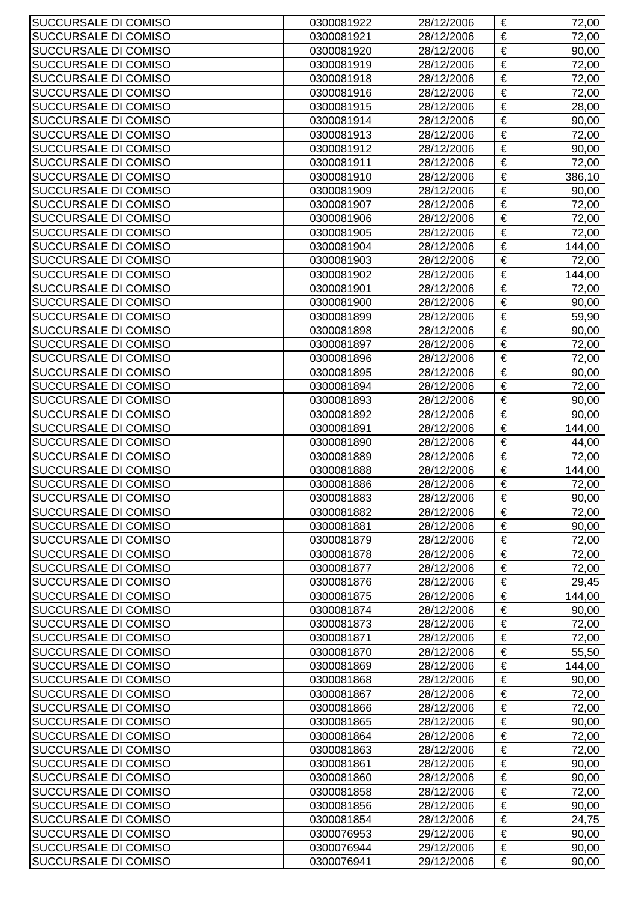| SUCCURSALE DI COMISO | 0300081922 | 28/12/2006 | € | 72,00 |
|---|---|---|---|---|
| SUCCURSALE DI COMISO | 0300081921 | 28/12/2006 | € | 72,00 |
| SUCCURSALE DI COMISO | 0300081920 | 28/12/2006 | € | 90,00 |
| SUCCURSALE DI COMISO | 0300081919 | 28/12/2006 | € | 72,00 |
| SUCCURSALE DI COMISO | 0300081918 | 28/12/2006 | € | 72,00 |
| SUCCURSALE DI COMISO | 0300081916 | 28/12/2006 | € | 72,00 |
| SUCCURSALE DI COMISO | 0300081915 | 28/12/2006 | € | 28,00 |
| SUCCURSALE DI COMISO | 0300081914 | 28/12/2006 | € | 90,00 |
| SUCCURSALE DI COMISO | 0300081913 | 28/12/2006 | € | 72,00 |
| SUCCURSALE DI COMISO | 0300081912 | 28/12/2006 | € | 90,00 |
| SUCCURSALE DI COMISO | 0300081911 | 28/12/2006 | € | 72,00 |
| SUCCURSALE DI COMISO | 0300081910 | 28/12/2006 | € | 386,10 |
| SUCCURSALE DI COMISO | 0300081909 | 28/12/2006 | € | 90,00 |
| SUCCURSALE DI COMISO | 0300081907 | 28/12/2006 | € | 72,00 |
| SUCCURSALE DI COMISO | 0300081906 | 28/12/2006 | € | 72,00 |
| SUCCURSALE DI COMISO | 0300081905 | 28/12/2006 | € | 72,00 |
| SUCCURSALE DI COMISO | 0300081904 | 28/12/2006 | € | 144,00 |
| SUCCURSALE DI COMISO | 0300081903 | 28/12/2006 | € | 72,00 |
| SUCCURSALE DI COMISO | 0300081902 | 28/12/2006 | € | 144,00 |
| SUCCURSALE DI COMISO | 0300081901 | 28/12/2006 | € | 72,00 |
| SUCCURSALE DI COMISO | 0300081900 | 28/12/2006 | € | 90,00 |
| SUCCURSALE DI COMISO | 0300081899 | 28/12/2006 | € | 59,90 |
| SUCCURSALE DI COMISO | 0300081898 | 28/12/2006 | € | 90,00 |
| SUCCURSALE DI COMISO | 0300081897 | 28/12/2006 | € | 72,00 |
| SUCCURSALE DI COMISO | 0300081896 | 28/12/2006 | € | 72,00 |
| SUCCURSALE DI COMISO | 0300081895 | 28/12/2006 | € | 90,00 |
| SUCCURSALE DI COMISO | 0300081894 | 28/12/2006 | € | 72,00 |
| SUCCURSALE DI COMISO | 0300081893 | 28/12/2006 | € | 90,00 |
| SUCCURSALE DI COMISO | 0300081892 | 28/12/2006 | € | 90,00 |
| SUCCURSALE DI COMISO | 0300081891 | 28/12/2006 | € | 144,00 |
| SUCCURSALE DI COMISO | 0300081890 | 28/12/2006 | € | 44,00 |
| SUCCURSALE DI COMISO | 0300081889 | 28/12/2006 | € | 72,00 |
| SUCCURSALE DI COMISO | 0300081888 | 28/12/2006 | € | 144,00 |
| SUCCURSALE DI COMISO | 0300081886 | 28/12/2006 | € | 72,00 |
| SUCCURSALE DI COMISO | 0300081883 | 28/12/2006 | € | 90,00 |
| SUCCURSALE DI COMISO | 0300081882 | 28/12/2006 | € | 72,00 |
| SUCCURSALE DI COMISO | 0300081881 | 28/12/2006 | € | 90,00 |
| SUCCURSALE DI COMISO | 0300081879 | 28/12/2006 | € | 72,00 |
| SUCCURSALE DI COMISO | 0300081878 | 28/12/2006 | € | 72,00 |
| SUCCURSALE DI COMISO | 0300081877 | 28/12/2006 | € | 72,00 |
| SUCCURSALE DI COMISO | 0300081876 | 28/12/2006 | € | 29,45 |
| SUCCURSALE DI COMISO | 0300081875 | 28/12/2006 | € | 144,00 |
| SUCCURSALE DI COMISO | 0300081874 | 28/12/2006 | € | 90,00 |
| SUCCURSALE DI COMISO | 0300081873 | 28/12/2006 | € | 72,00 |
| SUCCURSALE DI COMISO | 0300081871 | 28/12/2006 | € | 72,00 |
| SUCCURSALE DI COMISO | 0300081870 | 28/12/2006 | € | 55,50 |
| SUCCURSALE DI COMISO | 0300081869 | 28/12/2006 | € | 144,00 |
| SUCCURSALE DI COMISO | 0300081868 | 28/12/2006 | € | 90,00 |
| SUCCURSALE DI COMISO | 0300081867 | 28/12/2006 | € | 72,00 |
| SUCCURSALE DI COMISO | 0300081866 | 28/12/2006 | € | 72,00 |
| SUCCURSALE DI COMISO | 0300081865 | 28/12/2006 | € | 90,00 |
| SUCCURSALE DI COMISO | 0300081864 | 28/12/2006 | € | 72,00 |
| SUCCURSALE DI COMISO | 0300081863 | 28/12/2006 | € | 72,00 |
| SUCCURSALE DI COMISO | 0300081861 | 28/12/2006 | € | 90,00 |
| SUCCURSALE DI COMISO | 0300081860 | 28/12/2006 | € | 90,00 |
| SUCCURSALE DI COMISO | 0300081858 | 28/12/2006 | € | 72,00 |
| SUCCURSALE DI COMISO | 0300081856 | 28/12/2006 | € | 90,00 |
| SUCCURSALE DI COMISO | 0300081854 | 28/12/2006 | € | 24,75 |
| SUCCURSALE DI COMISO | 0300076953 | 29/12/2006 | € | 90,00 |
| SUCCURSALE DI COMISO | 0300076944 | 29/12/2006 | € | 90,00 |
| SUCCURSALE DI COMISO | 0300076941 | 29/12/2006 | € | 90,00 |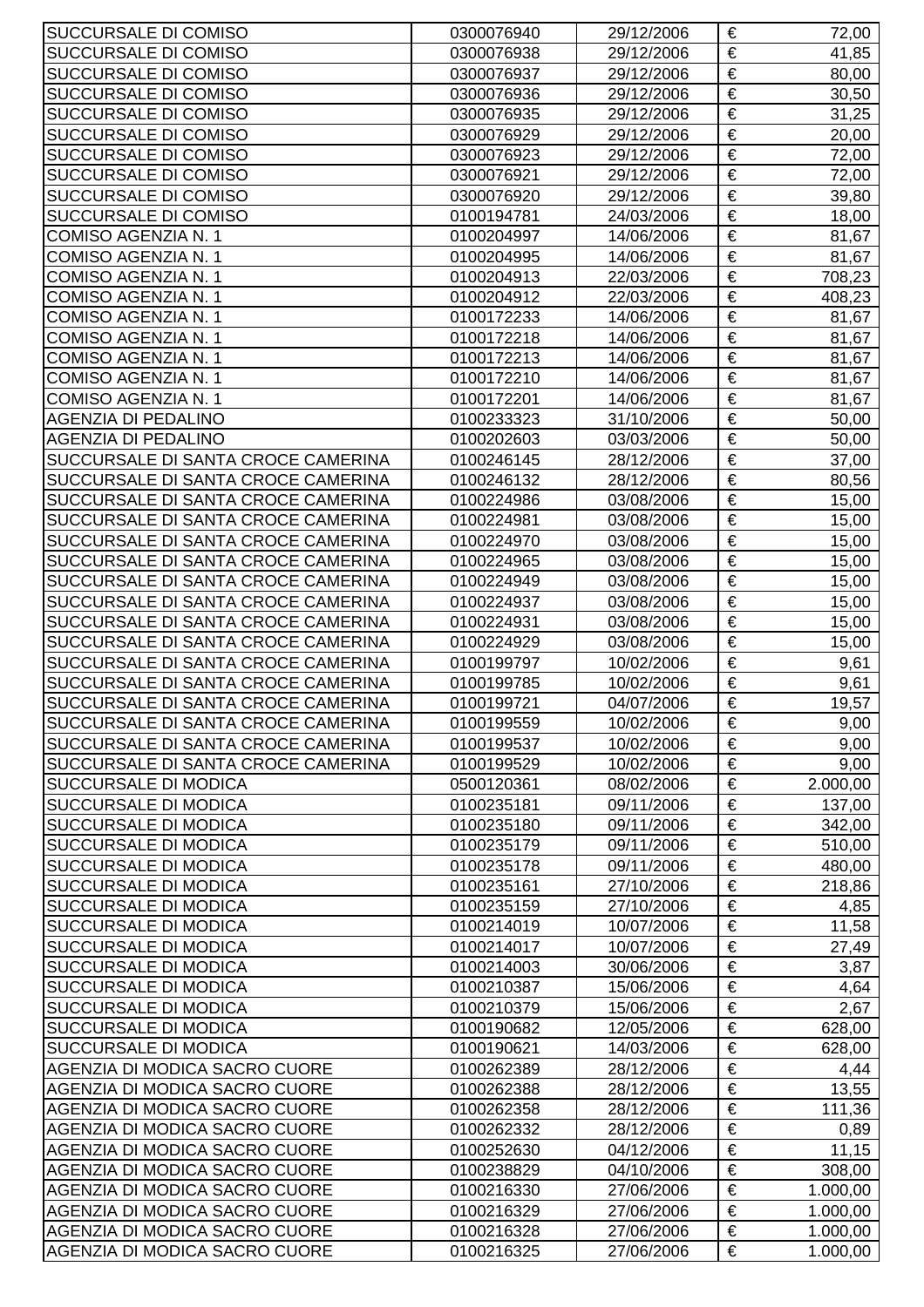| | | | | |
|---|---|---|---|---|
| SUCCURSALE DI COMISO | 0300076940 | 29/12/2006 | € | 72,00 |
| SUCCURSALE DI COMISO | 0300076938 | 29/12/2006 | € | 41,85 |
| SUCCURSALE DI COMISO | 0300076937 | 29/12/2006 | € | 80,00 |
| SUCCURSALE DI COMISO | 0300076936 | 29/12/2006 | € | 30,50 |
| SUCCURSALE DI COMISO | 0300076935 | 29/12/2006 | € | 31,25 |
| SUCCURSALE DI COMISO | 0300076929 | 29/12/2006 | € | 20,00 |
| SUCCURSALE DI COMISO | 0300076923 | 29/12/2006 | € | 72,00 |
| SUCCURSALE DI COMISO | 0300076921 | 29/12/2006 | € | 72,00 |
| SUCCURSALE DI COMISO | 0300076920 | 29/12/2006 | € | 39,80 |
| SUCCURSALE DI COMISO | 0100194781 | 24/03/2006 | € | 18,00 |
| COMISO AGENZIA N. 1 | 0100204997 | 14/06/2006 | € | 81,67 |
| COMISO AGENZIA N. 1 | 0100204995 | 14/06/2006 | € | 81,67 |
| COMISO AGENZIA N. 1 | 0100204913 | 22/03/2006 | € | 708,23 |
| COMISO AGENZIA N. 1 | 0100204912 | 22/03/2006 | € | 408,23 |
| COMISO AGENZIA N. 1 | 0100172233 | 14/06/2006 | € | 81,67 |
| COMISO AGENZIA N. 1 | 0100172218 | 14/06/2006 | € | 81,67 |
| COMISO AGENZIA N. 1 | 0100172213 | 14/06/2006 | € | 81,67 |
| COMISO AGENZIA N. 1 | 0100172210 | 14/06/2006 | € | 81,67 |
| COMISO AGENZIA N. 1 | 0100172201 | 14/06/2006 | € | 81,67 |
| AGENZIA DI PEDALINO | 0100233323 | 31/10/2006 | € | 50,00 |
| AGENZIA DI PEDALINO | 0100202603 | 03/03/2006 | € | 50,00 |
| SUCCURSALE DI SANTA CROCE CAMERINA | 0100246145 | 28/12/2006 | € | 37,00 |
| SUCCURSALE DI SANTA CROCE CAMERINA | 0100246132 | 28/12/2006 | € | 80,56 |
| SUCCURSALE DI SANTA CROCE CAMERINA | 0100224986 | 03/08/2006 | € | 15,00 |
| SUCCURSALE DI SANTA CROCE CAMERINA | 0100224981 | 03/08/2006 | € | 15,00 |
| SUCCURSALE DI SANTA CROCE CAMERINA | 0100224970 | 03/08/2006 | € | 15,00 |
| SUCCURSALE DI SANTA CROCE CAMERINA | 0100224965 | 03/08/2006 | € | 15,00 |
| SUCCURSALE DI SANTA CROCE CAMERINA | 0100224949 | 03/08/2006 | € | 15,00 |
| SUCCURSALE DI SANTA CROCE CAMERINA | 0100224937 | 03/08/2006 | € | 15,00 |
| SUCCURSALE DI SANTA CROCE CAMERINA | 0100224931 | 03/08/2006 | € | 15,00 |
| SUCCURSALE DI SANTA CROCE CAMERINA | 0100224929 | 03/08/2006 | € | 15,00 |
| SUCCURSALE DI SANTA CROCE CAMERINA | 0100199797 | 10/02/2006 | € | 9,61 |
| SUCCURSALE DI SANTA CROCE CAMERINA | 0100199785 | 10/02/2006 | € | 9,61 |
| SUCCURSALE DI SANTA CROCE CAMERINA | 0100199721 | 04/07/2006 | € | 19,57 |
| SUCCURSALE DI SANTA CROCE CAMERINA | 0100199559 | 10/02/2006 | € | 9,00 |
| SUCCURSALE DI SANTA CROCE CAMERINA | 0100199537 | 10/02/2006 | € | 9,00 |
| SUCCURSALE DI SANTA CROCE CAMERINA | 0100199529 | 10/02/2006 | € | 9,00 |
| SUCCURSALE DI MODICA | 0500120361 | 08/02/2006 | € | 2.000,00 |
| SUCCURSALE DI MODICA | 0100235181 | 09/11/2006 | € | 137,00 |
| SUCCURSALE DI MODICA | 0100235180 | 09/11/2006 | € | 342,00 |
| SUCCURSALE DI MODICA | 0100235179 | 09/11/2006 | € | 510,00 |
| SUCCURSALE DI MODICA | 0100235178 | 09/11/2006 | € | 480,00 |
| SUCCURSALE DI MODICA | 0100235161 | 27/10/2006 | € | 218,86 |
| SUCCURSALE DI MODICA | 0100235159 | 27/10/2006 | € | 4,85 |
| SUCCURSALE DI MODICA | 0100214019 | 10/07/2006 | € | 11,58 |
| SUCCURSALE DI MODICA | 0100214017 | 10/07/2006 | € | 27,49 |
| SUCCURSALE DI MODICA | 0100214003 | 30/06/2006 | € | 3,87 |
| SUCCURSALE DI MODICA | 0100210387 | 15/06/2006 | € | 4,64 |
| SUCCURSALE DI MODICA | 0100210379 | 15/06/2006 | € | 2,67 |
| SUCCURSALE DI MODICA | 0100190682 | 12/05/2006 | € | 628,00 |
| SUCCURSALE DI MODICA | 0100190621 | 14/03/2006 | € | 628,00 |
| AGENZIA DI MODICA SACRO CUORE | 0100262389 | 28/12/2006 | € | 4,44 |
| AGENZIA DI MODICA SACRO CUORE | 0100262388 | 28/12/2006 | € | 13,55 |
| AGENZIA DI MODICA SACRO CUORE | 0100262358 | 28/12/2006 | € | 111,36 |
| AGENZIA DI MODICA SACRO CUORE | 0100262332 | 28/12/2006 | € | 0,89 |
| AGENZIA DI MODICA SACRO CUORE | 0100252630 | 04/12/2006 | € | 11,15 |
| AGENZIA DI MODICA SACRO CUORE | 0100238829 | 04/10/2006 | € | 308,00 |
| AGENZIA DI MODICA SACRO CUORE | 0100216330 | 27/06/2006 | € | 1.000,00 |
| AGENZIA DI MODICA SACRO CUORE | 0100216329 | 27/06/2006 | € | 1.000,00 |
| AGENZIA DI MODICA SACRO CUORE | 0100216328 | 27/06/2006 | € | 1.000,00 |
| AGENZIA DI MODICA SACRO CUORE | 0100216325 | 27/06/2006 | € | 1.000,00 |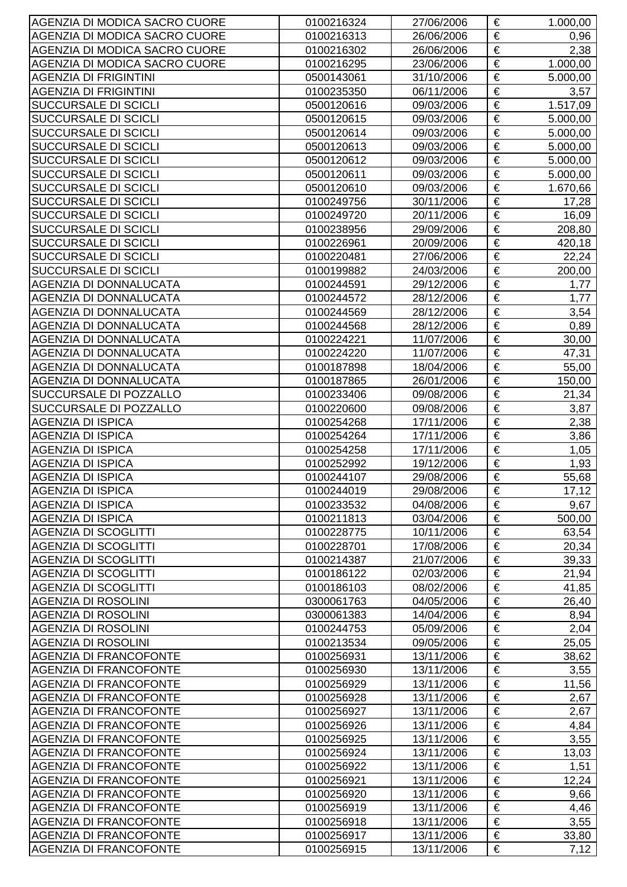| | | | | |
|---|---|---|---|---|
| AGENZIA DI MODICA SACRO CUORE | 0100216324 | 27/06/2006 | € | 1.000,00 |
| AGENZIA DI MODICA SACRO CUORE | 0100216313 | 26/06/2006 | € | 0,96 |
| AGENZIA DI MODICA SACRO CUORE | 0100216302 | 26/06/2006 | € | 2,38 |
| AGENZIA DI MODICA SACRO CUORE | 0100216295 | 23/06/2006 | € | 1.000,00 |
| AGENZIA DI FRIGINTINI | 0500143061 | 31/10/2006 | € | 5.000,00 |
| AGENZIA DI FRIGINTINI | 0100235350 | 06/11/2006 | € | 3,57 |
| SUCCURSALE DI SCICLI | 0500120616 | 09/03/2006 | € | 1.517,09 |
| SUCCURSALE DI SCICLI | 0500120615 | 09/03/2006 | € | 5.000,00 |
| SUCCURSALE DI SCICLI | 0500120614 | 09/03/2006 | € | 5.000,00 |
| SUCCURSALE DI SCICLI | 0500120613 | 09/03/2006 | € | 5.000,00 |
| SUCCURSALE DI SCICLI | 0500120612 | 09/03/2006 | € | 5.000,00 |
| SUCCURSALE DI SCICLI | 0500120611 | 09/03/2006 | € | 5.000,00 |
| SUCCURSALE DI SCICLI | 0500120610 | 09/03/2006 | € | 1.670,66 |
| SUCCURSALE DI SCICLI | 0100249756 | 30/11/2006 | € | 17,28 |
| SUCCURSALE DI SCICLI | 0100249720 | 20/11/2006 | € | 16,09 |
| SUCCURSALE DI SCICLI | 0100238956 | 29/09/2006 | € | 208,80 |
| SUCCURSALE DI SCICLI | 0100226961 | 20/09/2006 | € | 420,18 |
| SUCCURSALE DI SCICLI | 0100220481 | 27/06/2006 | € | 22,24 |
| SUCCURSALE DI SCICLI | 0100199882 | 24/03/2006 | € | 200,00 |
| AGENZIA DI DONNALUCATA | 0100244591 | 29/12/2006 | € | 1,77 |
| AGENZIA DI DONNALUCATA | 0100244572 | 28/12/2006 | € | 1,77 |
| AGENZIA DI DONNALUCATA | 0100244569 | 28/12/2006 | € | 3,54 |
| AGENZIA DI DONNALUCATA | 0100244568 | 28/12/2006 | € | 0,89 |
| AGENZIA DI DONNALUCATA | 0100224221 | 11/07/2006 | € | 30,00 |
| AGENZIA DI DONNALUCATA | 0100224220 | 11/07/2006 | € | 47,31 |
| AGENZIA DI DONNALUCATA | 0100187898 | 18/04/2006 | € | 55,00 |
| AGENZIA DI DONNALUCATA | 0100187865 | 26/01/2006 | € | 150,00 |
| SUCCURSALE DI POZZALLO | 0100233406 | 09/08/2006 | € | 21,34 |
| SUCCURSALE DI POZZALLO | 0100220600 | 09/08/2006 | € | 3,87 |
| AGENZIA DI ISPICA | 0100254268 | 17/11/2006 | € | 2,38 |
| AGENZIA DI ISPICA | 0100254264 | 17/11/2006 | € | 3,86 |
| AGENZIA DI ISPICA | 0100254258 | 17/11/2006 | € | 1,05 |
| AGENZIA DI ISPICA | 0100252992 | 19/12/2006 | € | 1,93 |
| AGENZIA DI ISPICA | 0100244107 | 29/08/2006 | € | 55,68 |
| AGENZIA DI ISPICA | 0100244019 | 29/08/2006 | € | 17,12 |
| AGENZIA DI ISPICA | 0100233532 | 04/08/2006 | € | 9,67 |
| AGENZIA DI ISPICA | 0100211813 | 03/04/2006 | € | 500,00 |
| AGENZIA DI SCOGLITTI | 0100228775 | 10/11/2006 | € | 63,54 |
| AGENZIA DI SCOGLITTI | 0100228701 | 17/08/2006 | € | 20,34 |
| AGENZIA DI SCOGLITTI | 0100214387 | 21/07/2006 | € | 39,33 |
| AGENZIA DI SCOGLITTI | 0100186122 | 02/03/2006 | € | 21,94 |
| AGENZIA DI SCOGLITTI | 0100186103 | 08/02/2006 | € | 41,85 |
| AGENZIA DI ROSOLINI | 0300061763 | 04/05/2006 | € | 26,40 |
| AGENZIA DI ROSOLINI | 0300061383 | 14/04/2006 | € | 8,94 |
| AGENZIA DI ROSOLINI | 0100244753 | 05/09/2006 | € | 2,04 |
| AGENZIA DI ROSOLINI | 0100213534 | 09/05/2006 | € | 25,05 |
| AGENZIA DI FRANCOFONTE | 0100256931 | 13/11/2006 | € | 38,62 |
| AGENZIA DI FRANCOFONTE | 0100256930 | 13/11/2006 | € | 3,55 |
| AGENZIA DI FRANCOFONTE | 0100256929 | 13/11/2006 | € | 11,56 |
| AGENZIA DI FRANCOFONTE | 0100256928 | 13/11/2006 | € | 2,67 |
| AGENZIA DI FRANCOFONTE | 0100256927 | 13/11/2006 | € | 2,67 |
| AGENZIA DI FRANCOFONTE | 0100256926 | 13/11/2006 | € | 4,84 |
| AGENZIA DI FRANCOFONTE | 0100256925 | 13/11/2006 | € | 3,55 |
| AGENZIA DI FRANCOFONTE | 0100256924 | 13/11/2006 | € | 13,03 |
| AGENZIA DI FRANCOFONTE | 0100256922 | 13/11/2006 | € | 1,51 |
| AGENZIA DI FRANCOFONTE | 0100256921 | 13/11/2006 | € | 12,24 |
| AGENZIA DI FRANCOFONTE | 0100256920 | 13/11/2006 | € | 9,66 |
| AGENZIA DI FRANCOFONTE | 0100256919 | 13/11/2006 | € | 4,46 |
| AGENZIA DI FRANCOFONTE | 0100256918 | 13/11/2006 | € | 3,55 |
| AGENZIA DI FRANCOFONTE | 0100256917 | 13/11/2006 | € | 33,80 |
| AGENZIA DI FRANCOFONTE | 0100256915 | 13/11/2006 | € | 7,12 |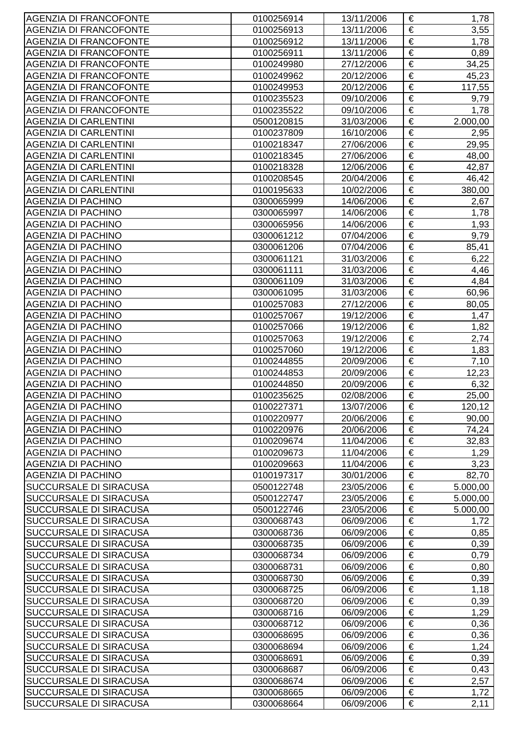| | | | | |
|---|---|---|---|---|
| AGENZIA DI FRANCOFONTE | 0100256914 | 13/11/2006 | € | 1,78 |
| AGENZIA DI FRANCOFONTE | 0100256913 | 13/11/2006 | € | 3,55 |
| AGENZIA DI FRANCOFONTE | 0100256912 | 13/11/2006 | € | 1,78 |
| AGENZIA DI FRANCOFONTE | 0100256911 | 13/11/2006 | € | 0,89 |
| AGENZIA DI FRANCOFONTE | 0100249980 | 27/12/2006 | € | 34,25 |
| AGENZIA DI FRANCOFONTE | 0100249962 | 20/12/2006 | € | 45,23 |
| AGENZIA DI FRANCOFONTE | 0100249953 | 20/12/2006 | € | 117,55 |
| AGENZIA DI FRANCOFONTE | 0100235523 | 09/10/2006 | € | 9,79 |
| AGENZIA DI FRANCOFONTE | 0100235522 | 09/10/2006 | € | 1,78 |
| AGENZIA DI CARLENTINI | 0500120815 | 31/03/2006 | € | 2.000,00 |
| AGENZIA DI CARLENTINI | 0100237809 | 16/10/2006 | € | 2,95 |
| AGENZIA DI CARLENTINI | 0100218347 | 27/06/2006 | € | 29,95 |
| AGENZIA DI CARLENTINI | 0100218345 | 27/06/2006 | € | 48,00 |
| AGENZIA DI CARLENTINI | 0100218328 | 12/06/2006 | € | 42,87 |
| AGENZIA DI CARLENTINI | 0100208545 | 20/04/2006 | € | 46,42 |
| AGENZIA DI CARLENTINI | 0100195633 | 10/02/2006 | € | 380,00 |
| AGENZIA DI PACHINO | 0300065999 | 14/06/2006 | € | 2,67 |
| AGENZIA DI PACHINO | 0300065997 | 14/06/2006 | € | 1,78 |
| AGENZIA DI PACHINO | 0300065956 | 14/06/2006 | € | 1,93 |
| AGENZIA DI PACHINO | 0300061212 | 07/04/2006 | € | 9,79 |
| AGENZIA DI PACHINO | 0300061206 | 07/04/2006 | € | 85,41 |
| AGENZIA DI PACHINO | 0300061121 | 31/03/2006 | € | 6,22 |
| AGENZIA DI PACHINO | 0300061111 | 31/03/2006 | € | 4,46 |
| AGENZIA DI PACHINO | 0300061109 | 31/03/2006 | € | 4,84 |
| AGENZIA DI PACHINO | 0300061095 | 31/03/2006 | € | 60,96 |
| AGENZIA DI PACHINO | 0100257083 | 27/12/2006 | € | 80,05 |
| AGENZIA DI PACHINO | 0100257067 | 19/12/2006 | € | 1,47 |
| AGENZIA DI PACHINO | 0100257066 | 19/12/2006 | € | 1,82 |
| AGENZIA DI PACHINO | 0100257063 | 19/12/2006 | € | 2,74 |
| AGENZIA DI PACHINO | 0100257060 | 19/12/2006 | € | 1,83 |
| AGENZIA DI PACHINO | 0100244855 | 20/09/2006 | € | 7,10 |
| AGENZIA DI PACHINO | 0100244853 | 20/09/2006 | € | 12,23 |
| AGENZIA DI PACHINO | 0100244850 | 20/09/2006 | € | 6,32 |
| AGENZIA DI PACHINO | 0100235625 | 02/08/2006 | € | 25,00 |
| AGENZIA DI PACHINO | 0100227371 | 13/07/2006 | € | 120,12 |
| AGENZIA DI PACHINO | 0100220977 | 20/06/2006 | € | 90,00 |
| AGENZIA DI PACHINO | 0100220976 | 20/06/2006 | € | 74,24 |
| AGENZIA DI PACHINO | 0100209674 | 11/04/2006 | € | 32,83 |
| AGENZIA DI PACHINO | 0100209673 | 11/04/2006 | € | 1,29 |
| AGENZIA DI PACHINO | 0100209663 | 11/04/2006 | € | 3,23 |
| AGENZIA DI PACHINO | 0100197317 | 30/01/2006 | € | 82,70 |
| SUCCURSALE DI SIRACUSA | 0500122748 | 23/05/2006 | € | 5.000,00 |
| SUCCURSALE DI SIRACUSA | 0500122747 | 23/05/2006 | € | 5.000,00 |
| SUCCURSALE DI SIRACUSA | 0500122746 | 23/05/2006 | € | 5.000,00 |
| SUCCURSALE DI SIRACUSA | 0300068743 | 06/09/2006 | € | 1,72 |
| SUCCURSALE DI SIRACUSA | 0300068736 | 06/09/2006 | € | 0,85 |
| SUCCURSALE DI SIRACUSA | 0300068735 | 06/09/2006 | € | 0,39 |
| SUCCURSALE DI SIRACUSA | 0300068734 | 06/09/2006 | € | 0,79 |
| SUCCURSALE DI SIRACUSA | 0300068731 | 06/09/2006 | € | 0,80 |
| SUCCURSALE DI SIRACUSA | 0300068730 | 06/09/2006 | € | 0,39 |
| SUCCURSALE DI SIRACUSA | 0300068725 | 06/09/2006 | € | 1,18 |
| SUCCURSALE DI SIRACUSA | 0300068720 | 06/09/2006 | € | 0,39 |
| SUCCURSALE DI SIRACUSA | 0300068716 | 06/09/2006 | € | 1,29 |
| SUCCURSALE DI SIRACUSA | 0300068712 | 06/09/2006 | € | 0,36 |
| SUCCURSALE DI SIRACUSA | 0300068695 | 06/09/2006 | € | 0,36 |
| SUCCURSALE DI SIRACUSA | 0300068694 | 06/09/2006 | € | 1,24 |
| SUCCURSALE DI SIRACUSA | 0300068691 | 06/09/2006 | € | 0,39 |
| SUCCURSALE DI SIRACUSA | 0300068687 | 06/09/2006 | € | 0,43 |
| SUCCURSALE DI SIRACUSA | 0300068674 | 06/09/2006 | € | 2,57 |
| SUCCURSALE DI SIRACUSA | 0300068665 | 06/09/2006 | € | 1,72 |
| SUCCURSALE DI SIRACUSA | 0300068664 | 06/09/2006 | € | 2,11 |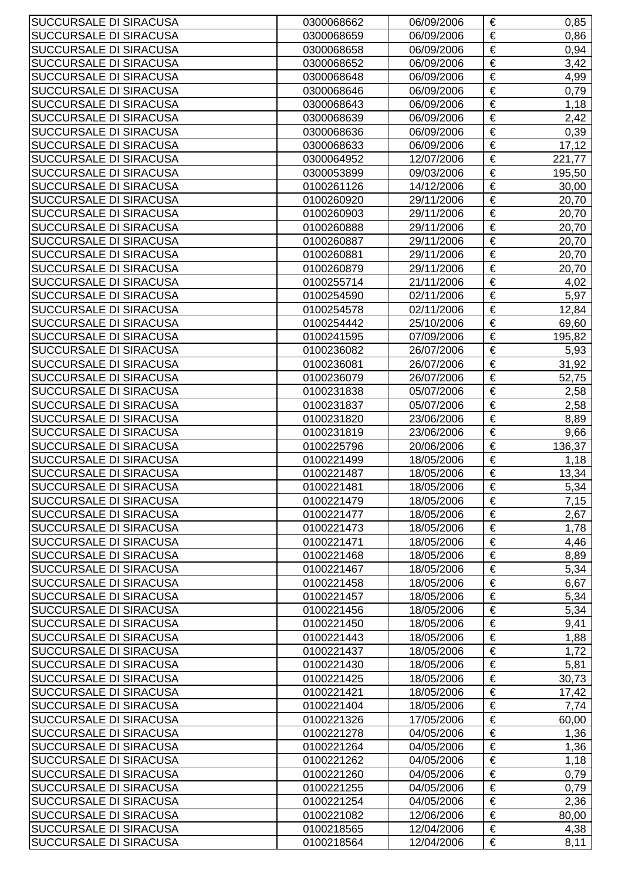| SUCCURSALE DI SIRACUSA | 0300068662 | 06/09/2006 | € | 0,85 |
|---|---|---|---|---|
| SUCCURSALE DI SIRACUSA | 0300068659 | 06/09/2006 | € | 0,86 |
| SUCCURSALE DI SIRACUSA | 0300068658 | 06/09/2006 | € | 0,94 |
| SUCCURSALE DI SIRACUSA | 0300068652 | 06/09/2006 | € | 3,42 |
| SUCCURSALE DI SIRACUSA | 0300068648 | 06/09/2006 | € | 4,99 |
| SUCCURSALE DI SIRACUSA | 0300068646 | 06/09/2006 | € | 0,79 |
| SUCCURSALE DI SIRACUSA | 0300068643 | 06/09/2006 | € | 1,18 |
| SUCCURSALE DI SIRACUSA | 0300068639 | 06/09/2006 | € | 2,42 |
| SUCCURSALE DI SIRACUSA | 0300068636 | 06/09/2006 | € | 0,39 |
| SUCCURSALE DI SIRACUSA | 0300068633 | 06/09/2006 | € | 17,12 |
| SUCCURSALE DI SIRACUSA | 0300064952 | 12/07/2006 | € | 221,77 |
| SUCCURSALE DI SIRACUSA | 0300053899 | 09/03/2006 | € | 195,50 |
| SUCCURSALE DI SIRACUSA | 0100261126 | 14/12/2006 | € | 30,00 |
| SUCCURSALE DI SIRACUSA | 0100260920 | 29/11/2006 | € | 20,70 |
| SUCCURSALE DI SIRACUSA | 0100260903 | 29/11/2006 | € | 20,70 |
| SUCCURSALE DI SIRACUSA | 0100260888 | 29/11/2006 | € | 20,70 |
| SUCCURSALE DI SIRACUSA | 0100260887 | 29/11/2006 | € | 20,70 |
| SUCCURSALE DI SIRACUSA | 0100260881 | 29/11/2006 | € | 20,70 |
| SUCCURSALE DI SIRACUSA | 0100260879 | 29/11/2006 | € | 20,70 |
| SUCCURSALE DI SIRACUSA | 0100255714 | 21/11/2006 | € | 4,02 |
| SUCCURSALE DI SIRACUSA | 0100254590 | 02/11/2006 | € | 5,97 |
| SUCCURSALE DI SIRACUSA | 0100254578 | 02/11/2006 | € | 12,84 |
| SUCCURSALE DI SIRACUSA | 0100254442 | 25/10/2006 | € | 69,60 |
| SUCCURSALE DI SIRACUSA | 0100241595 | 07/09/2006 | € | 195,82 |
| SUCCURSALE DI SIRACUSA | 0100236082 | 26/07/2006 | € | 5,93 |
| SUCCURSALE DI SIRACUSA | 0100236081 | 26/07/2006 | € | 31,92 |
| SUCCURSALE DI SIRACUSA | 0100236079 | 26/07/2006 | € | 52,75 |
| SUCCURSALE DI SIRACUSA | 0100231838 | 05/07/2006 | € | 2,58 |
| SUCCURSALE DI SIRACUSA | 0100231837 | 05/07/2006 | € | 2,58 |
| SUCCURSALE DI SIRACUSA | 0100231820 | 23/06/2006 | € | 8,89 |
| SUCCURSALE DI SIRACUSA | 0100231819 | 23/06/2006 | € | 9,66 |
| SUCCURSALE DI SIRACUSA | 0100225796 | 20/06/2006 | € | 136,37 |
| SUCCURSALE DI SIRACUSA | 0100221499 | 18/05/2006 | € | 1,18 |
| SUCCURSALE DI SIRACUSA | 0100221487 | 18/05/2006 | € | 13,34 |
| SUCCURSALE DI SIRACUSA | 0100221481 | 18/05/2006 | € | 5,34 |
| SUCCURSALE DI SIRACUSA | 0100221479 | 18/05/2006 | € | 7,15 |
| SUCCURSALE DI SIRACUSA | 0100221477 | 18/05/2006 | € | 2,67 |
| SUCCURSALE DI SIRACUSA | 0100221473 | 18/05/2006 | € | 1,78 |
| SUCCURSALE DI SIRACUSA | 0100221471 | 18/05/2006 | € | 4,46 |
| SUCCURSALE DI SIRACUSA | 0100221468 | 18/05/2006 | € | 8,89 |
| SUCCURSALE DI SIRACUSA | 0100221467 | 18/05/2006 | € | 5,34 |
| SUCCURSALE DI SIRACUSA | 0100221458 | 18/05/2006 | € | 6,67 |
| SUCCURSALE DI SIRACUSA | 0100221457 | 18/05/2006 | € | 5,34 |
| SUCCURSALE DI SIRACUSA | 0100221456 | 18/05/2006 | € | 5,34 |
| SUCCURSALE DI SIRACUSA | 0100221450 | 18/05/2006 | € | 9,41 |
| SUCCURSALE DI SIRACUSA | 0100221443 | 18/05/2006 | € | 1,88 |
| SUCCURSALE DI SIRACUSA | 0100221437 | 18/05/2006 | € | 1,72 |
| SUCCURSALE DI SIRACUSA | 0100221430 | 18/05/2006 | € | 5,81 |
| SUCCURSALE DI SIRACUSA | 0100221425 | 18/05/2006 | € | 30,73 |
| SUCCURSALE DI SIRACUSA | 0100221421 | 18/05/2006 | € | 17,42 |
| SUCCURSALE DI SIRACUSA | 0100221404 | 18/05/2006 | € | 7,74 |
| SUCCURSALE DI SIRACUSA | 0100221326 | 17/05/2006 | € | 60,00 |
| SUCCURSALE DI SIRACUSA | 0100221278 | 04/05/2006 | € | 1,36 |
| SUCCURSALE DI SIRACUSA | 0100221264 | 04/05/2006 | € | 1,36 |
| SUCCURSALE DI SIRACUSA | 0100221262 | 04/05/2006 | € | 1,18 |
| SUCCURSALE DI SIRACUSA | 0100221260 | 04/05/2006 | € | 0,79 |
| SUCCURSALE DI SIRACUSA | 0100221255 | 04/05/2006 | € | 0,79 |
| SUCCURSALE DI SIRACUSA | 0100221254 | 04/05/2006 | € | 2,36 |
| SUCCURSALE DI SIRACUSA | 0100221082 | 12/06/2006 | € | 80,00 |
| SUCCURSALE DI SIRACUSA | 0100218565 | 12/04/2006 | € | 4,38 |
| SUCCURSALE DI SIRACUSA | 0100218564 | 12/04/2006 | € | 8,11 |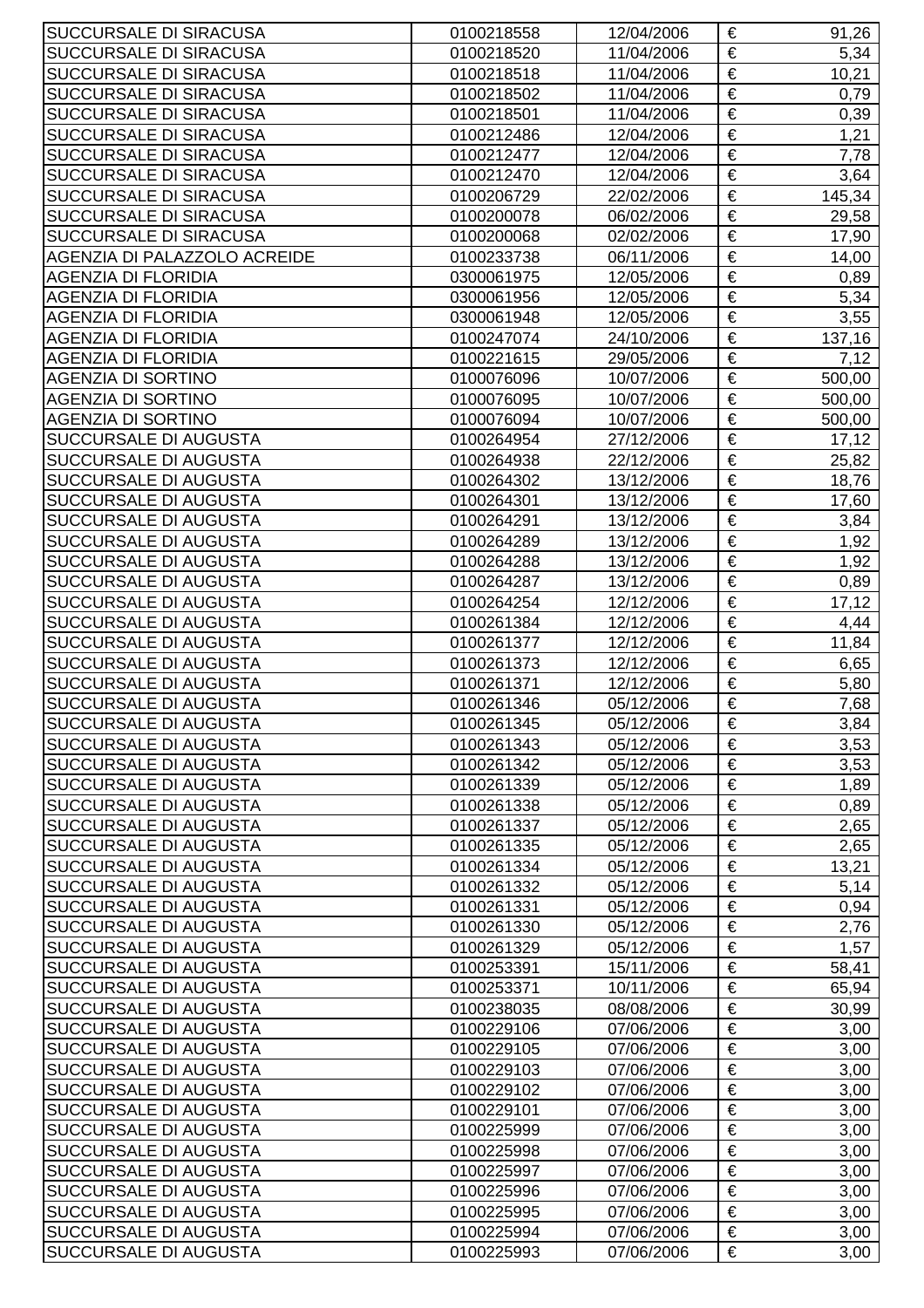| SUCCURSALE DI SIRACUSA | 0100218558 | 12/04/2006 | € | 91,26 |
|---|---|---|---|---|
| SUCCURSALE DI SIRACUSA | 0100218520 | 11/04/2006 | € | 5,34 |
| SUCCURSALE DI SIRACUSA | 0100218518 | 11/04/2006 | € | 10,21 |
| SUCCURSALE DI SIRACUSA | 0100218502 | 11/04/2006 | € | 0,79 |
| SUCCURSALE DI SIRACUSA | 0100218501 | 11/04/2006 | € | 0,39 |
| SUCCURSALE DI SIRACUSA | 0100212486 | 12/04/2006 | € | 1,21 |
| SUCCURSALE DI SIRACUSA | 0100212477 | 12/04/2006 | € | 7,78 |
| SUCCURSALE DI SIRACUSA | 0100212470 | 12/04/2006 | € | 3,64 |
| SUCCURSALE DI SIRACUSA | 0100206729 | 22/02/2006 | € | 145,34 |
| SUCCURSALE DI SIRACUSA | 0100200078 | 06/02/2006 | € | 29,58 |
| SUCCURSALE DI SIRACUSA | 0100200068 | 02/02/2006 | € | 17,90 |
| AGENZIA DI PALAZZOLO ACREIDE | 0100233738 | 06/11/2006 | € | 14,00 |
| AGENZIA DI FLORIDIA | 0300061975 | 12/05/2006 | € | 0,89 |
| AGENZIA DI FLORIDIA | 0300061956 | 12/05/2006 | € | 5,34 |
| AGENZIA DI FLORIDIA | 0300061948 | 12/05/2006 | € | 3,55 |
| AGENZIA DI FLORIDIA | 0100247074 | 24/10/2006 | € | 137,16 |
| AGENZIA DI FLORIDIA | 0100221615 | 29/05/2006 | € | 7,12 |
| AGENZIA DI SORTINO | 0100076096 | 10/07/2006 | € | 500,00 |
| AGENZIA DI SORTINO | 0100076095 | 10/07/2006 | € | 500,00 |
| AGENZIA DI SORTINO | 0100076094 | 10/07/2006 | € | 500,00 |
| SUCCURSALE DI AUGUSTA | 0100264954 | 27/12/2006 | € | 17,12 |
| SUCCURSALE DI AUGUSTA | 0100264938 | 22/12/2006 | € | 25,82 |
| SUCCURSALE DI AUGUSTA | 0100264302 | 13/12/2006 | € | 18,76 |
| SUCCURSALE DI AUGUSTA | 0100264301 | 13/12/2006 | € | 17,60 |
| SUCCURSALE DI AUGUSTA | 0100264291 | 13/12/2006 | € | 3,84 |
| SUCCURSALE DI AUGUSTA | 0100264289 | 13/12/2006 | € | 1,92 |
| SUCCURSALE DI AUGUSTA | 0100264288 | 13/12/2006 | € | 1,92 |
| SUCCURSALE DI AUGUSTA | 0100264287 | 13/12/2006 | € | 0,89 |
| SUCCURSALE DI AUGUSTA | 0100264254 | 12/12/2006 | € | 17,12 |
| SUCCURSALE DI AUGUSTA | 0100261384 | 12/12/2006 | € | 4,44 |
| SUCCURSALE DI AUGUSTA | 0100261377 | 12/12/2006 | € | 11,84 |
| SUCCURSALE DI AUGUSTA | 0100261373 | 12/12/2006 | € | 6,65 |
| SUCCURSALE DI AUGUSTA | 0100261371 | 12/12/2006 | € | 5,80 |
| SUCCURSALE DI AUGUSTA | 0100261346 | 05/12/2006 | € | 7,68 |
| SUCCURSALE DI AUGUSTA | 0100261345 | 05/12/2006 | € | 3,84 |
| SUCCURSALE DI AUGUSTA | 0100261343 | 05/12/2006 | € | 3,53 |
| SUCCURSALE DI AUGUSTA | 0100261342 | 05/12/2006 | € | 3,53 |
| SUCCURSALE DI AUGUSTA | 0100261339 | 05/12/2006 | € | 1,89 |
| SUCCURSALE DI AUGUSTA | 0100261338 | 05/12/2006 | € | 0,89 |
| SUCCURSALE DI AUGUSTA | 0100261337 | 05/12/2006 | € | 2,65 |
| SUCCURSALE DI AUGUSTA | 0100261335 | 05/12/2006 | € | 2,65 |
| SUCCURSALE DI AUGUSTA | 0100261334 | 05/12/2006 | € | 13,21 |
| SUCCURSALE DI AUGUSTA | 0100261332 | 05/12/2006 | € | 5,14 |
| SUCCURSALE DI AUGUSTA | 0100261331 | 05/12/2006 | € | 0,94 |
| SUCCURSALE DI AUGUSTA | 0100261330 | 05/12/2006 | € | 2,76 |
| SUCCURSALE DI AUGUSTA | 0100261329 | 05/12/2006 | € | 1,57 |
| SUCCURSALE DI AUGUSTA | 0100253391 | 15/11/2006 | € | 58,41 |
| SUCCURSALE DI AUGUSTA | 0100253371 | 10/11/2006 | € | 65,94 |
| SUCCURSALE DI AUGUSTA | 0100238035 | 08/08/2006 | € | 30,99 |
| SUCCURSALE DI AUGUSTA | 0100229106 | 07/06/2006 | € | 3,00 |
| SUCCURSALE DI AUGUSTA | 0100229105 | 07/06/2006 | € | 3,00 |
| SUCCURSALE DI AUGUSTA | 0100229103 | 07/06/2006 | € | 3,00 |
| SUCCURSALE DI AUGUSTA | 0100229102 | 07/06/2006 | € | 3,00 |
| SUCCURSALE DI AUGUSTA | 0100229101 | 07/06/2006 | € | 3,00 |
| SUCCURSALE DI AUGUSTA | 0100225999 | 07/06/2006 | € | 3,00 |
| SUCCURSALE DI AUGUSTA | 0100225998 | 07/06/2006 | € | 3,00 |
| SUCCURSALE DI AUGUSTA | 0100225997 | 07/06/2006 | € | 3,00 |
| SUCCURSALE DI AUGUSTA | 0100225996 | 07/06/2006 | € | 3,00 |
| SUCCURSALE DI AUGUSTA | 0100225995 | 07/06/2006 | € | 3,00 |
| SUCCURSALE DI AUGUSTA | 0100225994 | 07/06/2006 | € | 3,00 |
| SUCCURSALE DI AUGUSTA | 0100225993 | 07/06/2006 | € | 3,00 |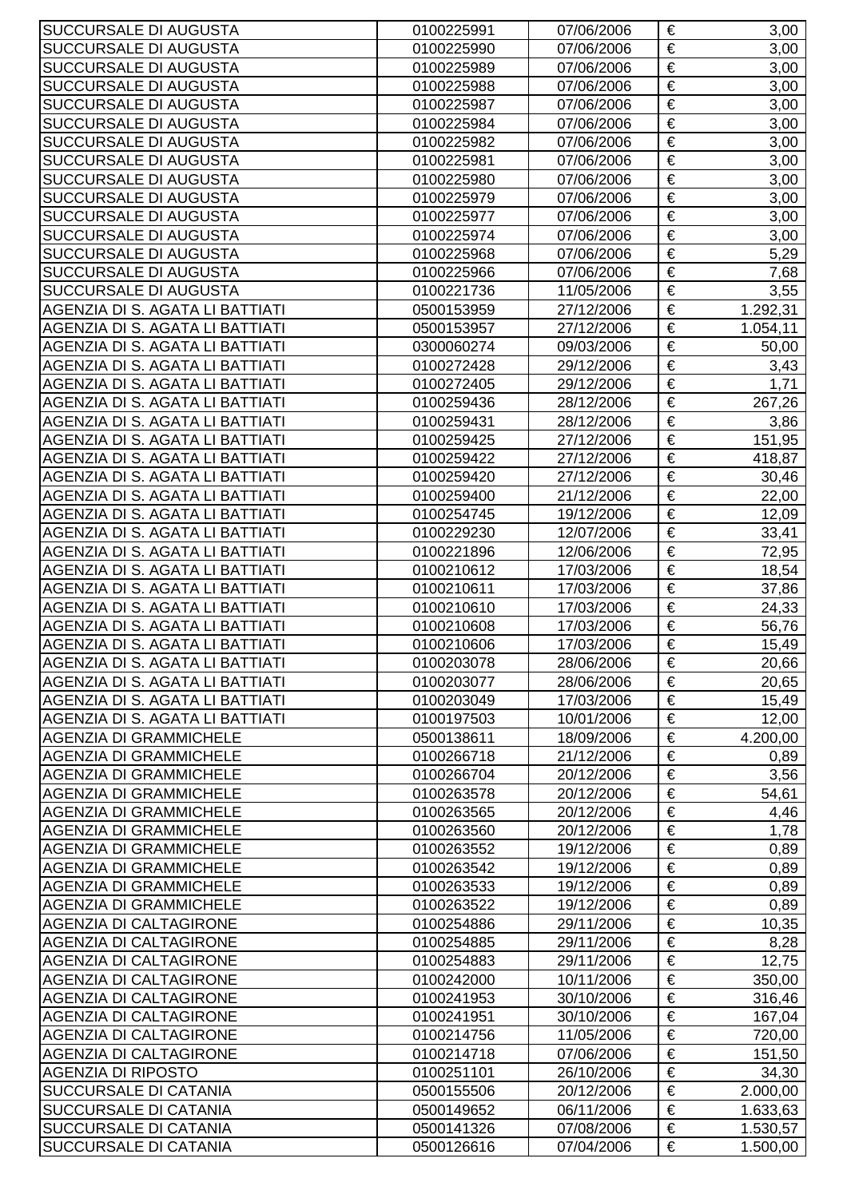| | | | | |
|---|---|---|---|---|
| SUCCURSALE DI AUGUSTA | 0100225991 | 07/06/2006 | € | 3,00 |
| SUCCURSALE DI AUGUSTA | 0100225990 | 07/06/2006 | € | 3,00 |
| SUCCURSALE DI AUGUSTA | 0100225989 | 07/06/2006 | € | 3,00 |
| SUCCURSALE DI AUGUSTA | 0100225988 | 07/06/2006 | € | 3,00 |
| SUCCURSALE DI AUGUSTA | 0100225987 | 07/06/2006 | € | 3,00 |
| SUCCURSALE DI AUGUSTA | 0100225984 | 07/06/2006 | € | 3,00 |
| SUCCURSALE DI AUGUSTA | 0100225982 | 07/06/2006 | € | 3,00 |
| SUCCURSALE DI AUGUSTA | 0100225981 | 07/06/2006 | € | 3,00 |
| SUCCURSALE DI AUGUSTA | 0100225980 | 07/06/2006 | € | 3,00 |
| SUCCURSALE DI AUGUSTA | 0100225979 | 07/06/2006 | € | 3,00 |
| SUCCURSALE DI AUGUSTA | 0100225977 | 07/06/2006 | € | 3,00 |
| SUCCURSALE DI AUGUSTA | 0100225974 | 07/06/2006 | € | 3,00 |
| SUCCURSALE DI AUGUSTA | 0100225968 | 07/06/2006 | € | 5,29 |
| SUCCURSALE DI AUGUSTA | 0100225966 | 07/06/2006 | € | 7,68 |
| SUCCURSALE DI AUGUSTA | 0100221736 | 11/05/2006 | € | 3,55 |
| AGENZIA DI S. AGATA LI BATTIATI | 0500153959 | 27/12/2006 | € | 1.292,31 |
| AGENZIA DI S. AGATA LI BATTIATI | 0500153957 | 27/12/2006 | € | 1.054,11 |
| AGENZIA DI S. AGATA LI BATTIATI | 0300060274 | 09/03/2006 | € | 50,00 |
| AGENZIA DI S. AGATA LI BATTIATI | 0100272428 | 29/12/2006 | € | 3,43 |
| AGENZIA DI S. AGATA LI BATTIATI | 0100272405 | 29/12/2006 | € | 1,71 |
| AGENZIA DI S. AGATA LI BATTIATI | 0100259436 | 28/12/2006 | € | 267,26 |
| AGENZIA DI S. AGATA LI BATTIATI | 0100259431 | 28/12/2006 | € | 3,86 |
| AGENZIA DI S. AGATA LI BATTIATI | 0100259425 | 27/12/2006 | € | 151,95 |
| AGENZIA DI S. AGATA LI BATTIATI | 0100259422 | 27/12/2006 | € | 418,87 |
| AGENZIA DI S. AGATA LI BATTIATI | 0100259420 | 27/12/2006 | € | 30,46 |
| AGENZIA DI S. AGATA LI BATTIATI | 0100259400 | 21/12/2006 | € | 22,00 |
| AGENZIA DI S. AGATA LI BATTIATI | 0100254745 | 19/12/2006 | € | 12,09 |
| AGENZIA DI S. AGATA LI BATTIATI | 0100229230 | 12/07/2006 | € | 33,41 |
| AGENZIA DI S. AGATA LI BATTIATI | 0100221896 | 12/06/2006 | € | 72,95 |
| AGENZIA DI S. AGATA LI BATTIATI | 0100210612 | 17/03/2006 | € | 18,54 |
| AGENZIA DI S. AGATA LI BATTIATI | 0100210611 | 17/03/2006 | € | 37,86 |
| AGENZIA DI S. AGATA LI BATTIATI | 0100210610 | 17/03/2006 | € | 24,33 |
| AGENZIA DI S. AGATA LI BATTIATI | 0100210608 | 17/03/2006 | € | 56,76 |
| AGENZIA DI S. AGATA LI BATTIATI | 0100210606 | 17/03/2006 | € | 15,49 |
| AGENZIA DI S. AGATA LI BATTIATI | 0100203078 | 28/06/2006 | € | 20,66 |
| AGENZIA DI S. AGATA LI BATTIATI | 0100203077 | 28/06/2006 | € | 20,65 |
| AGENZIA DI S. AGATA LI BATTIATI | 0100203049 | 17/03/2006 | € | 15,49 |
| AGENZIA DI S. AGATA LI BATTIATI | 0100197503 | 10/01/2006 | € | 12,00 |
| AGENZIA DI GRAMMICHELE | 0500138611 | 18/09/2006 | € | 4.200,00 |
| AGENZIA DI GRAMMICHELE | 0100266718 | 21/12/2006 | € | 0,89 |
| AGENZIA DI GRAMMICHELE | 0100266704 | 20/12/2006 | € | 3,56 |
| AGENZIA DI GRAMMICHELE | 0100263578 | 20/12/2006 | € | 54,61 |
| AGENZIA DI GRAMMICHELE | 0100263565 | 20/12/2006 | € | 4,46 |
| AGENZIA DI GRAMMICHELE | 0100263560 | 20/12/2006 | € | 1,78 |
| AGENZIA DI GRAMMICHELE | 0100263552 | 19/12/2006 | € | 0,89 |
| AGENZIA DI GRAMMICHELE | 0100263542 | 19/12/2006 | € | 0,89 |
| AGENZIA DI GRAMMICHELE | 0100263533 | 19/12/2006 | € | 0,89 |
| AGENZIA DI GRAMMICHELE | 0100263522 | 19/12/2006 | € | 0,89 |
| AGENZIA DI CALTAGIRONE | 0100254886 | 29/11/2006 | € | 10,35 |
| AGENZIA DI CALTAGIRONE | 0100254885 | 29/11/2006 | € | 8,28 |
| AGENZIA DI CALTAGIRONE | 0100254883 | 29/11/2006 | € | 12,75 |
| AGENZIA DI CALTAGIRONE | 0100242000 | 10/11/2006 | € | 350,00 |
| AGENZIA DI CALTAGIRONE | 0100241953 | 30/10/2006 | € | 316,46 |
| AGENZIA DI CALTAGIRONE | 0100241951 | 30/10/2006 | € | 167,04 |
| AGENZIA DI CALTAGIRONE | 0100214756 | 11/05/2006 | € | 720,00 |
| AGENZIA DI CALTAGIRONE | 0100214718 | 07/06/2006 | € | 151,50 |
| AGENZIA DI RIPOSTO | 0100251101 | 26/10/2006 | € | 34,30 |
| SUCCURSALE DI CATANIA | 0500155506 | 20/12/2006 | € | 2.000,00 |
| SUCCURSALE DI CATANIA | 0500149652 | 06/11/2006 | € | 1.633,63 |
| SUCCURSALE DI CATANIA | 0500141326 | 07/08/2006 | € | 1.530,57 |
| SUCCURSALE DI CATANIA | 0500126616 | 07/04/2006 | € | 1.500,00 |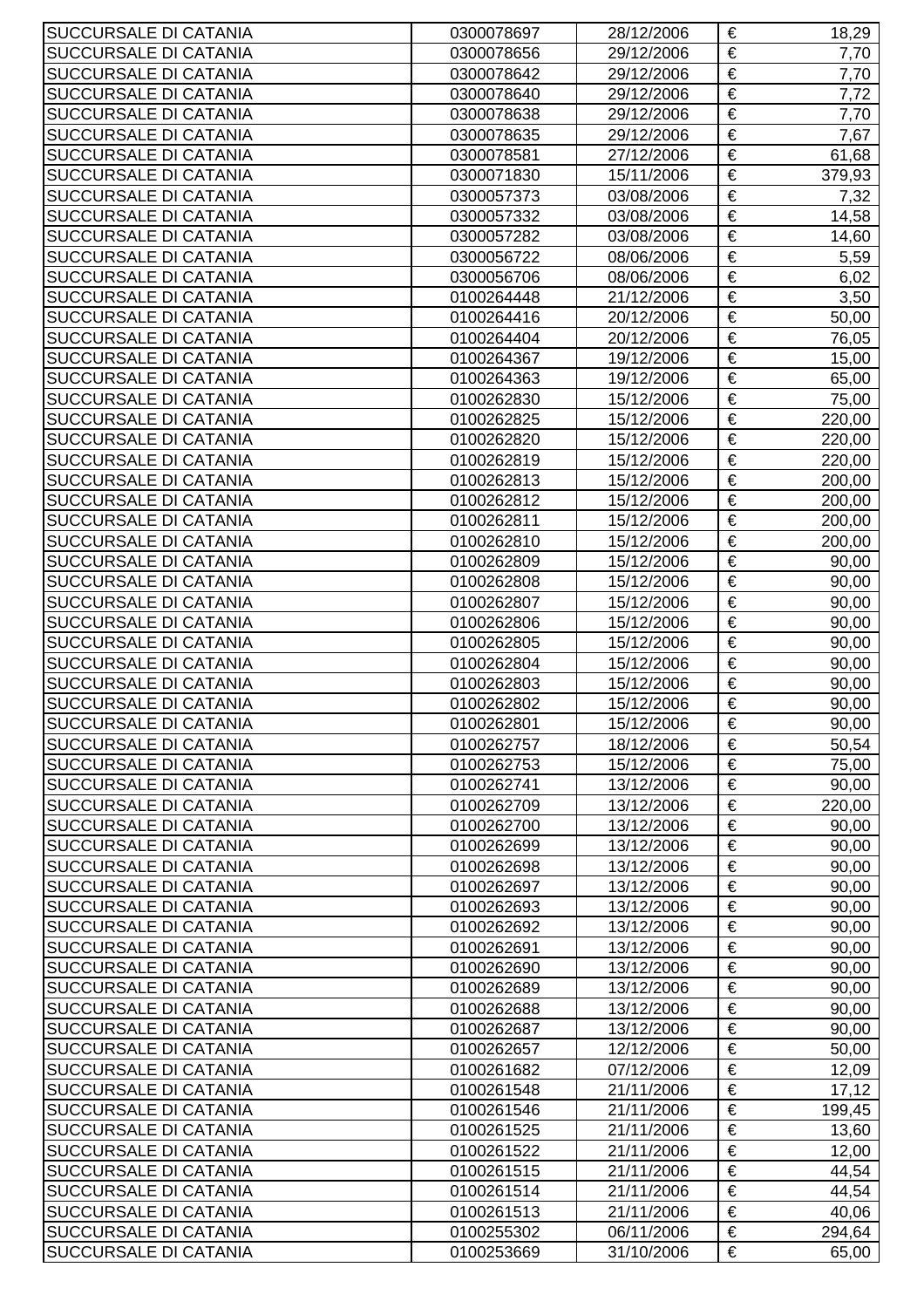| | | | | |
|---|---|---|---|---|
| SUCCURSALE DI CATANIA | 0300078697 | 28/12/2006 | € | 18,29 |
| SUCCURSALE DI CATANIA | 0300078656 | 29/12/2006 | € | 7,70 |
| SUCCURSALE DI CATANIA | 0300078642 | 29/12/2006 | € | 7,70 |
| SUCCURSALE DI CATANIA | 0300078640 | 29/12/2006 | € | 7,72 |
| SUCCURSALE DI CATANIA | 0300078638 | 29/12/2006 | € | 7,70 |
| SUCCURSALE DI CATANIA | 0300078635 | 29/12/2006 | € | 7,67 |
| SUCCURSALE DI CATANIA | 0300078581 | 27/12/2006 | € | 61,68 |
| SUCCURSALE DI CATANIA | 0300071830 | 15/11/2006 | € | 379,93 |
| SUCCURSALE DI CATANIA | 0300057373 | 03/08/2006 | € | 7,32 |
| SUCCURSALE DI CATANIA | 0300057332 | 03/08/2006 | € | 14,58 |
| SUCCURSALE DI CATANIA | 0300057282 | 03/08/2006 | € | 14,60 |
| SUCCURSALE DI CATANIA | 0300056722 | 08/06/2006 | € | 5,59 |
| SUCCURSALE DI CATANIA | 0300056706 | 08/06/2006 | € | 6,02 |
| SUCCURSALE DI CATANIA | 0100264448 | 21/12/2006 | € | 3,50 |
| SUCCURSALE DI CATANIA | 0100264416 | 20/12/2006 | € | 50,00 |
| SUCCURSALE DI CATANIA | 0100264404 | 20/12/2006 | € | 76,05 |
| SUCCURSALE DI CATANIA | 0100264367 | 19/12/2006 | € | 15,00 |
| SUCCURSALE DI CATANIA | 0100264363 | 19/12/2006 | € | 65,00 |
| SUCCURSALE DI CATANIA | 0100262830 | 15/12/2006 | € | 75,00 |
| SUCCURSALE DI CATANIA | 0100262825 | 15/12/2006 | € | 220,00 |
| SUCCURSALE DI CATANIA | 0100262820 | 15/12/2006 | € | 220,00 |
| SUCCURSALE DI CATANIA | 0100262819 | 15/12/2006 | € | 220,00 |
| SUCCURSALE DI CATANIA | 0100262813 | 15/12/2006 | € | 200,00 |
| SUCCURSALE DI CATANIA | 0100262812 | 15/12/2006 | € | 200,00 |
| SUCCURSALE DI CATANIA | 0100262811 | 15/12/2006 | € | 200,00 |
| SUCCURSALE DI CATANIA | 0100262810 | 15/12/2006 | € | 200,00 |
| SUCCURSALE DI CATANIA | 0100262809 | 15/12/2006 | € | 90,00 |
| SUCCURSALE DI CATANIA | 0100262808 | 15/12/2006 | € | 90,00 |
| SUCCURSALE DI CATANIA | 0100262807 | 15/12/2006 | € | 90,00 |
| SUCCURSALE DI CATANIA | 0100262806 | 15/12/2006 | € | 90,00 |
| SUCCURSALE DI CATANIA | 0100262805 | 15/12/2006 | € | 90,00 |
| SUCCURSALE DI CATANIA | 0100262804 | 15/12/2006 | € | 90,00 |
| SUCCURSALE DI CATANIA | 0100262803 | 15/12/2006 | € | 90,00 |
| SUCCURSALE DI CATANIA | 0100262802 | 15/12/2006 | € | 90,00 |
| SUCCURSALE DI CATANIA | 0100262801 | 15/12/2006 | € | 90,00 |
| SUCCURSALE DI CATANIA | 0100262757 | 18/12/2006 | € | 50,54 |
| SUCCURSALE DI CATANIA | 0100262753 | 15/12/2006 | € | 75,00 |
| SUCCURSALE DI CATANIA | 0100262741 | 13/12/2006 | € | 90,00 |
| SUCCURSALE DI CATANIA | 0100262709 | 13/12/2006 | € | 220,00 |
| SUCCURSALE DI CATANIA | 0100262700 | 13/12/2006 | € | 90,00 |
| SUCCURSALE DI CATANIA | 0100262699 | 13/12/2006 | € | 90,00 |
| SUCCURSALE DI CATANIA | 0100262698 | 13/12/2006 | € | 90,00 |
| SUCCURSALE DI CATANIA | 0100262697 | 13/12/2006 | € | 90,00 |
| SUCCURSALE DI CATANIA | 0100262693 | 13/12/2006 | € | 90,00 |
| SUCCURSALE DI CATANIA | 0100262692 | 13/12/2006 | € | 90,00 |
| SUCCURSALE DI CATANIA | 0100262691 | 13/12/2006 | € | 90,00 |
| SUCCURSALE DI CATANIA | 0100262690 | 13/12/2006 | € | 90,00 |
| SUCCURSALE DI CATANIA | 0100262689 | 13/12/2006 | € | 90,00 |
| SUCCURSALE DI CATANIA | 0100262688 | 13/12/2006 | € | 90,00 |
| SUCCURSALE DI CATANIA | 0100262687 | 13/12/2006 | € | 90,00 |
| SUCCURSALE DI CATANIA | 0100262657 | 12/12/2006 | € | 50,00 |
| SUCCURSALE DI CATANIA | 0100261682 | 07/12/2006 | € | 12,09 |
| SUCCURSALE DI CATANIA | 0100261548 | 21/11/2006 | € | 17,12 |
| SUCCURSALE DI CATANIA | 0100261546 | 21/11/2006 | € | 199,45 |
| SUCCURSALE DI CATANIA | 0100261525 | 21/11/2006 | € | 13,60 |
| SUCCURSALE DI CATANIA | 0100261522 | 21/11/2006 | € | 12,00 |
| SUCCURSALE DI CATANIA | 0100261515 | 21/11/2006 | € | 44,54 |
| SUCCURSALE DI CATANIA | 0100261514 | 21/11/2006 | € | 44,54 |
| SUCCURSALE DI CATANIA | 0100261513 | 21/11/2006 | € | 40,06 |
| SUCCURSALE DI CATANIA | 0100255302 | 06/11/2006 | € | 294,64 |
| SUCCURSALE DI CATANIA | 0100253669 | 31/10/2006 | € | 65,00 |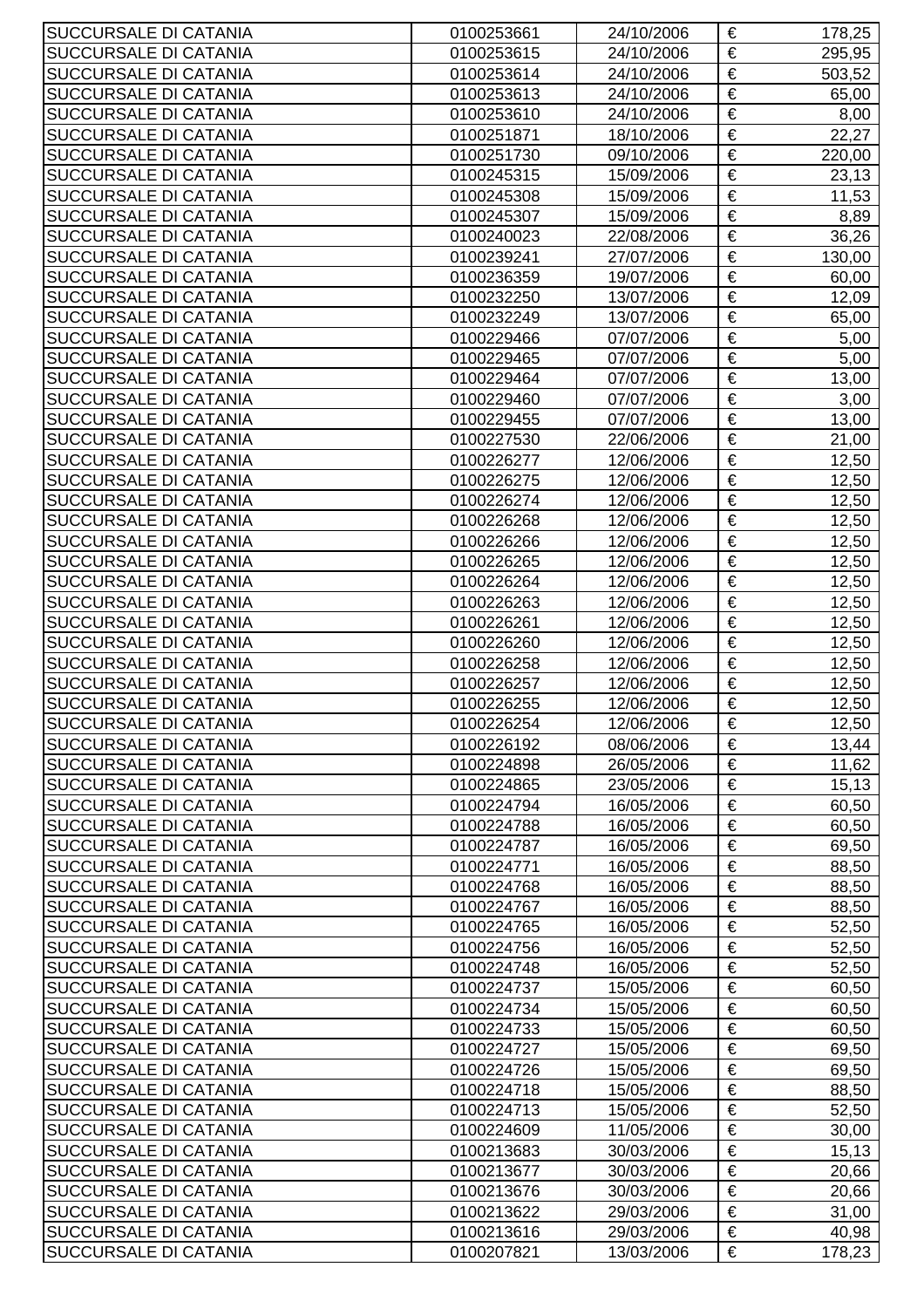| SUCCURSALE DI CATANIA | 0100253661 | 24/10/2006 | € | 178,25 |
|---|---|---|---|---|
| SUCCURSALE DI CATANIA | 0100253615 | 24/10/2006 | € | 295,95 |
| SUCCURSALE DI CATANIA | 0100253614 | 24/10/2006 | € | 503,52 |
| SUCCURSALE DI CATANIA | 0100253613 | 24/10/2006 | € | 65,00 |
| SUCCURSALE DI CATANIA | 0100253610 | 24/10/2006 | € | 8,00 |
| SUCCURSALE DI CATANIA | 0100251871 | 18/10/2006 | € | 22,27 |
| SUCCURSALE DI CATANIA | 0100251730 | 09/10/2006 | € | 220,00 |
| SUCCURSALE DI CATANIA | 0100245315 | 15/09/2006 | € | 23,13 |
| SUCCURSALE DI CATANIA | 0100245308 | 15/09/2006 | € | 11,53 |
| SUCCURSALE DI CATANIA | 0100245307 | 15/09/2006 | € | 8,89 |
| SUCCURSALE DI CATANIA | 0100240023 | 22/08/2006 | € | 36,26 |
| SUCCURSALE DI CATANIA | 0100239241 | 27/07/2006 | € | 130,00 |
| SUCCURSALE DI CATANIA | 0100236359 | 19/07/2006 | € | 60,00 |
| SUCCURSALE DI CATANIA | 0100232250 | 13/07/2006 | € | 12,09 |
| SUCCURSALE DI CATANIA | 0100232249 | 13/07/2006 | € | 65,00 |
| SUCCURSALE DI CATANIA | 0100229466 | 07/07/2006 | € | 5,00 |
| SUCCURSALE DI CATANIA | 0100229465 | 07/07/2006 | € | 5,00 |
| SUCCURSALE DI CATANIA | 0100229464 | 07/07/2006 | € | 13,00 |
| SUCCURSALE DI CATANIA | 0100229460 | 07/07/2006 | € | 3,00 |
| SUCCURSALE DI CATANIA | 0100229455 | 07/07/2006 | € | 13,00 |
| SUCCURSALE DI CATANIA | 0100227530 | 22/06/2006 | € | 21,00 |
| SUCCURSALE DI CATANIA | 0100226277 | 12/06/2006 | € | 12,50 |
| SUCCURSALE DI CATANIA | 0100226275 | 12/06/2006 | € | 12,50 |
| SUCCURSALE DI CATANIA | 0100226274 | 12/06/2006 | € | 12,50 |
| SUCCURSALE DI CATANIA | 0100226268 | 12/06/2006 | € | 12,50 |
| SUCCURSALE DI CATANIA | 0100226266 | 12/06/2006 | € | 12,50 |
| SUCCURSALE DI CATANIA | 0100226265 | 12/06/2006 | € | 12,50 |
| SUCCURSALE DI CATANIA | 0100226264 | 12/06/2006 | € | 12,50 |
| SUCCURSALE DI CATANIA | 0100226263 | 12/06/2006 | € | 12,50 |
| SUCCURSALE DI CATANIA | 0100226261 | 12/06/2006 | € | 12,50 |
| SUCCURSALE DI CATANIA | 0100226260 | 12/06/2006 | € | 12,50 |
| SUCCURSALE DI CATANIA | 0100226258 | 12/06/2006 | € | 12,50 |
| SUCCURSALE DI CATANIA | 0100226257 | 12/06/2006 | € | 12,50 |
| SUCCURSALE DI CATANIA | 0100226255 | 12/06/2006 | € | 12,50 |
| SUCCURSALE DI CATANIA | 0100226254 | 12/06/2006 | € | 12,50 |
| SUCCURSALE DI CATANIA | 0100226192 | 08/06/2006 | € | 13,44 |
| SUCCURSALE DI CATANIA | 0100224898 | 26/05/2006 | € | 11,62 |
| SUCCURSALE DI CATANIA | 0100224865 | 23/05/2006 | € | 15,13 |
| SUCCURSALE DI CATANIA | 0100224794 | 16/05/2006 | € | 60,50 |
| SUCCURSALE DI CATANIA | 0100224788 | 16/05/2006 | € | 60,50 |
| SUCCURSALE DI CATANIA | 0100224787 | 16/05/2006 | € | 69,50 |
| SUCCURSALE DI CATANIA | 0100224771 | 16/05/2006 | € | 88,50 |
| SUCCURSALE DI CATANIA | 0100224768 | 16/05/2006 | € | 88,50 |
| SUCCURSALE DI CATANIA | 0100224767 | 16/05/2006 | € | 88,50 |
| SUCCURSALE DI CATANIA | 0100224765 | 16/05/2006 | € | 52,50 |
| SUCCURSALE DI CATANIA | 0100224756 | 16/05/2006 | € | 52,50 |
| SUCCURSALE DI CATANIA | 0100224748 | 16/05/2006 | € | 52,50 |
| SUCCURSALE DI CATANIA | 0100224737 | 15/05/2006 | € | 60,50 |
| SUCCURSALE DI CATANIA | 0100224734 | 15/05/2006 | € | 60,50 |
| SUCCURSALE DI CATANIA | 0100224733 | 15/05/2006 | € | 60,50 |
| SUCCURSALE DI CATANIA | 0100224727 | 15/05/2006 | € | 69,50 |
| SUCCURSALE DI CATANIA | 0100224726 | 15/05/2006 | € | 69,50 |
| SUCCURSALE DI CATANIA | 0100224718 | 15/05/2006 | € | 88,50 |
| SUCCURSALE DI CATANIA | 0100224713 | 15/05/2006 | € | 52,50 |
| SUCCURSALE DI CATANIA | 0100224609 | 11/05/2006 | € | 30,00 |
| SUCCURSALE DI CATANIA | 0100213683 | 30/03/2006 | € | 15,13 |
| SUCCURSALE DI CATANIA | 0100213677 | 30/03/2006 | € | 20,66 |
| SUCCURSALE DI CATANIA | 0100213676 | 30/03/2006 | € | 20,66 |
| SUCCURSALE DI CATANIA | 0100213622 | 29/03/2006 | € | 31,00 |
| SUCCURSALE DI CATANIA | 0100213616 | 29/03/2006 | € | 40,98 |
| SUCCURSALE DI CATANIA | 0100207821 | 13/03/2006 | € | 178,23 |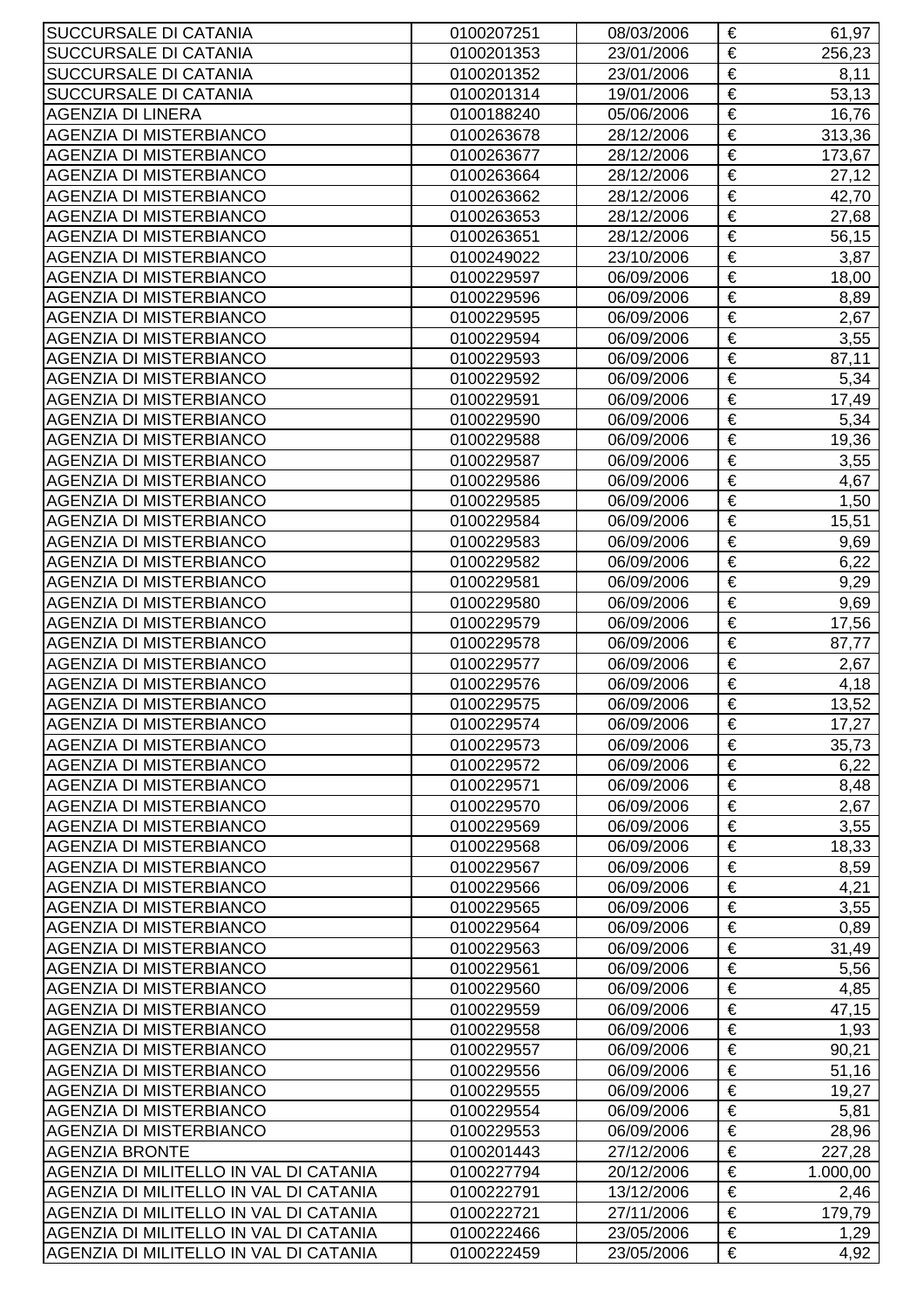| SUCCURSALE DI CATANIA | 0100207251 | 08/03/2006 | € | 61,97 |
|---|---|---|---|---|
| SUCCURSALE DI CATANIA | 0100201353 | 23/01/2006 | € | 256,23 |
| SUCCURSALE DI CATANIA | 0100201352 | 23/01/2006 | € | 8,11 |
| SUCCURSALE DI CATANIA | 0100201314 | 19/01/2006 | € | 53,13 |
| AGENZIA DI LINERA | 0100188240 | 05/06/2006 | € | 16,76 |
| AGENZIA DI MISTERBIANCO | 0100263678 | 28/12/2006 | € | 313,36 |
| AGENZIA DI MISTERBIANCO | 0100263677 | 28/12/2006 | € | 173,67 |
| AGENZIA DI MISTERBIANCO | 0100263664 | 28/12/2006 | € | 27,12 |
| AGENZIA DI MISTERBIANCO | 0100263662 | 28/12/2006 | € | 42,70 |
| AGENZIA DI MISTERBIANCO | 0100263653 | 28/12/2006 | € | 27,68 |
| AGENZIA DI MISTERBIANCO | 0100263651 | 28/12/2006 | € | 56,15 |
| AGENZIA DI MISTERBIANCO | 0100249022 | 23/10/2006 | € | 3,87 |
| AGENZIA DI MISTERBIANCO | 0100229597 | 06/09/2006 | € | 18,00 |
| AGENZIA DI MISTERBIANCO | 0100229596 | 06/09/2006 | € | 8,89 |
| AGENZIA DI MISTERBIANCO | 0100229595 | 06/09/2006 | € | 2,67 |
| AGENZIA DI MISTERBIANCO | 0100229594 | 06/09/2006 | € | 3,55 |
| AGENZIA DI MISTERBIANCO | 0100229593 | 06/09/2006 | € | 87,11 |
| AGENZIA DI MISTERBIANCO | 0100229592 | 06/09/2006 | € | 5,34 |
| AGENZIA DI MISTERBIANCO | 0100229591 | 06/09/2006 | € | 17,49 |
| AGENZIA DI MISTERBIANCO | 0100229590 | 06/09/2006 | € | 5,34 |
| AGENZIA DI MISTERBIANCO | 0100229588 | 06/09/2006 | € | 19,36 |
| AGENZIA DI MISTERBIANCO | 0100229587 | 06/09/2006 | € | 3,55 |
| AGENZIA DI MISTERBIANCO | 0100229586 | 06/09/2006 | € | 4,67 |
| AGENZIA DI MISTERBIANCO | 0100229585 | 06/09/2006 | € | 1,50 |
| AGENZIA DI MISTERBIANCO | 0100229584 | 06/09/2006 | € | 15,51 |
| AGENZIA DI MISTERBIANCO | 0100229583 | 06/09/2006 | € | 9,69 |
| AGENZIA DI MISTERBIANCO | 0100229582 | 06/09/2006 | € | 6,22 |
| AGENZIA DI MISTERBIANCO | 0100229581 | 06/09/2006 | € | 9,29 |
| AGENZIA DI MISTERBIANCO | 0100229580 | 06/09/2006 | € | 9,69 |
| AGENZIA DI MISTERBIANCO | 0100229579 | 06/09/2006 | € | 17,56 |
| AGENZIA DI MISTERBIANCO | 0100229578 | 06/09/2006 | € | 87,77 |
| AGENZIA DI MISTERBIANCO | 0100229577 | 06/09/2006 | € | 2,67 |
| AGENZIA DI MISTERBIANCO | 0100229576 | 06/09/2006 | € | 4,18 |
| AGENZIA DI MISTERBIANCO | 0100229575 | 06/09/2006 | € | 13,52 |
| AGENZIA DI MISTERBIANCO | 0100229574 | 06/09/2006 | € | 17,27 |
| AGENZIA DI MISTERBIANCO | 0100229573 | 06/09/2006 | € | 35,73 |
| AGENZIA DI MISTERBIANCO | 0100229572 | 06/09/2006 | € | 6,22 |
| AGENZIA DI MISTERBIANCO | 0100229571 | 06/09/2006 | € | 8,48 |
| AGENZIA DI MISTERBIANCO | 0100229570 | 06/09/2006 | € | 2,67 |
| AGENZIA DI MISTERBIANCO | 0100229569 | 06/09/2006 | € | 3,55 |
| AGENZIA DI MISTERBIANCO | 0100229568 | 06/09/2006 | € | 18,33 |
| AGENZIA DI MISTERBIANCO | 0100229567 | 06/09/2006 | € | 8,59 |
| AGENZIA DI MISTERBIANCO | 0100229566 | 06/09/2006 | € | 4,21 |
| AGENZIA DI MISTERBIANCO | 0100229565 | 06/09/2006 | € | 3,55 |
| AGENZIA DI MISTERBIANCO | 0100229564 | 06/09/2006 | € | 0,89 |
| AGENZIA DI MISTERBIANCO | 0100229563 | 06/09/2006 | € | 31,49 |
| AGENZIA DI MISTERBIANCO | 0100229561 | 06/09/2006 | € | 5,56 |
| AGENZIA DI MISTERBIANCO | 0100229560 | 06/09/2006 | € | 4,85 |
| AGENZIA DI MISTERBIANCO | 0100229559 | 06/09/2006 | € | 47,15 |
| AGENZIA DI MISTERBIANCO | 0100229558 | 06/09/2006 | € | 1,93 |
| AGENZIA DI MISTERBIANCO | 0100229557 | 06/09/2006 | € | 90,21 |
| AGENZIA DI MISTERBIANCO | 0100229556 | 06/09/2006 | € | 51,16 |
| AGENZIA DI MISTERBIANCO | 0100229555 | 06/09/2006 | € | 19,27 |
| AGENZIA DI MISTERBIANCO | 0100229554 | 06/09/2006 | € | 5,81 |
| AGENZIA DI MISTERBIANCO | 0100229553 | 06/09/2006 | € | 28,96 |
| AGENZIA BRONTE | 0100201443 | 27/12/2006 | € | 227,28 |
| AGENZIA DI MILITELLO IN VAL DI CATANIA | 0100227794 | 20/12/2006 | € | 1.000,00 |
| AGENZIA DI MILITELLO IN VAL DI CATANIA | 0100222791 | 13/12/2006 | € | 2,46 |
| AGENZIA DI MILITELLO IN VAL DI CATANIA | 0100222721 | 27/11/2006 | € | 179,79 |
| AGENZIA DI MILITELLO IN VAL DI CATANIA | 0100222466 | 23/05/2006 | € | 1,29 |
| AGENZIA DI MILITELLO IN VAL DI CATANIA | 0100222459 | 23/05/2006 | € | 4,92 |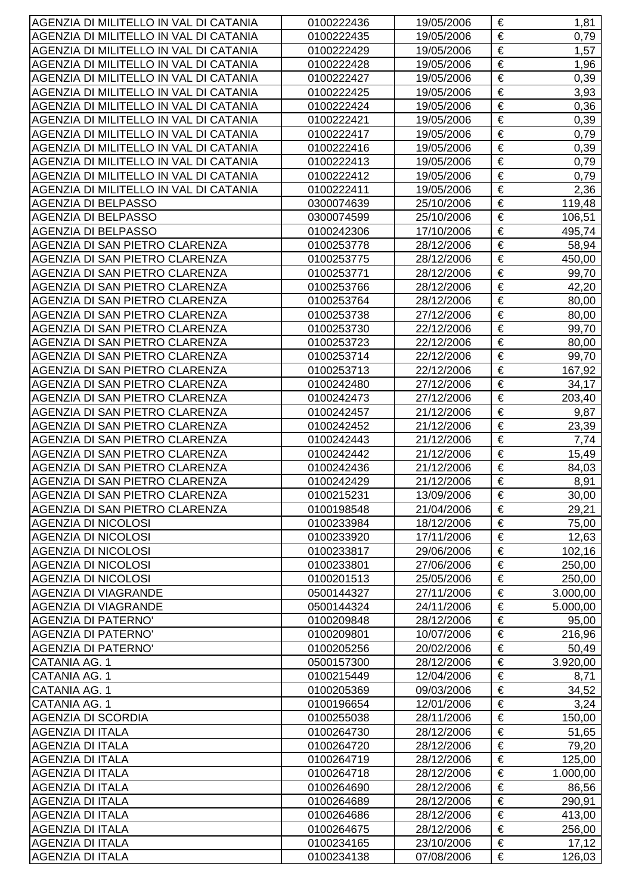| | | | | |
|---|---|---|---|---|
| AGENZIA DI MILITELLO IN VAL DI CATANIA | 0100222436 | 19/05/2006 | € | 1,81 |
| AGENZIA DI MILITELLO IN VAL DI CATANIA | 0100222435 | 19/05/2006 | € | 0,79 |
| AGENZIA DI MILITELLO IN VAL DI CATANIA | 0100222429 | 19/05/2006 | € | 1,57 |
| AGENZIA DI MILITELLO IN VAL DI CATANIA | 0100222428 | 19/05/2006 | € | 1,96 |
| AGENZIA DI MILITELLO IN VAL DI CATANIA | 0100222427 | 19/05/2006 | € | 0,39 |
| AGENZIA DI MILITELLO IN VAL DI CATANIA | 0100222425 | 19/05/2006 | € | 3,93 |
| AGENZIA DI MILITELLO IN VAL DI CATANIA | 0100222424 | 19/05/2006 | € | 0,36 |
| AGENZIA DI MILITELLO IN VAL DI CATANIA | 0100222421 | 19/05/2006 | € | 0,39 |
| AGENZIA DI MILITELLO IN VAL DI CATANIA | 0100222417 | 19/05/2006 | € | 0,79 |
| AGENZIA DI MILITELLO IN VAL DI CATANIA | 0100222416 | 19/05/2006 | € | 0,39 |
| AGENZIA DI MILITELLO IN VAL DI CATANIA | 0100222413 | 19/05/2006 | € | 0,79 |
| AGENZIA DI MILITELLO IN VAL DI CATANIA | 0100222412 | 19/05/2006 | € | 0,79 |
| AGENZIA DI MILITELLO IN VAL DI CATANIA | 0100222411 | 19/05/2006 | € | 2,36 |
| AGENZIA DI BELPASSO | 0300074639 | 25/10/2006 | € | 119,48 |
| AGENZIA DI BELPASSO | 0300074599 | 25/10/2006 | € | 106,51 |
| AGENZIA DI BELPASSO | 0100242306 | 17/10/2006 | € | 495,74 |
| AGENZIA DI SAN PIETRO CLARENZA | 0100253778 | 28/12/2006 | € | 58,94 |
| AGENZIA DI SAN PIETRO CLARENZA | 0100253775 | 28/12/2006 | € | 450,00 |
| AGENZIA DI SAN PIETRO CLARENZA | 0100253771 | 28/12/2006 | € | 99,70 |
| AGENZIA DI SAN PIETRO CLARENZA | 0100253766 | 28/12/2006 | € | 42,20 |
| AGENZIA DI SAN PIETRO CLARENZA | 0100253764 | 28/12/2006 | € | 80,00 |
| AGENZIA DI SAN PIETRO CLARENZA | 0100253738 | 27/12/2006 | € | 80,00 |
| AGENZIA DI SAN PIETRO CLARENZA | 0100253730 | 22/12/2006 | € | 99,70 |
| AGENZIA DI SAN PIETRO CLARENZA | 0100253723 | 22/12/2006 | € | 80,00 |
| AGENZIA DI SAN PIETRO CLARENZA | 0100253714 | 22/12/2006 | € | 99,70 |
| AGENZIA DI SAN PIETRO CLARENZA | 0100253713 | 22/12/2006 | € | 167,92 |
| AGENZIA DI SAN PIETRO CLARENZA | 0100242480 | 27/12/2006 | € | 34,17 |
| AGENZIA DI SAN PIETRO CLARENZA | 0100242473 | 27/12/2006 | € | 203,40 |
| AGENZIA DI SAN PIETRO CLARENZA | 0100242457 | 21/12/2006 | € | 9,87 |
| AGENZIA DI SAN PIETRO CLARENZA | 0100242452 | 21/12/2006 | € | 23,39 |
| AGENZIA DI SAN PIETRO CLARENZA | 0100242443 | 21/12/2006 | € | 7,74 |
| AGENZIA DI SAN PIETRO CLARENZA | 0100242442 | 21/12/2006 | € | 15,49 |
| AGENZIA DI SAN PIETRO CLARENZA | 0100242436 | 21/12/2006 | € | 84,03 |
| AGENZIA DI SAN PIETRO CLARENZA | 0100242429 | 21/12/2006 | € | 8,91 |
| AGENZIA DI SAN PIETRO CLARENZA | 0100215231 | 13/09/2006 | € | 30,00 |
| AGENZIA DI SAN PIETRO CLARENZA | 0100198548 | 21/04/2006 | € | 29,21 |
| AGENZIA DI NICOLOSI | 0100233984 | 18/12/2006 | € | 75,00 |
| AGENZIA DI NICOLOSI | 0100233920 | 17/11/2006 | € | 12,63 |
| AGENZIA DI NICOLOSI | 0100233817 | 29/06/2006 | € | 102,16 |
| AGENZIA DI NICOLOSI | 0100233801 | 27/06/2006 | € | 250,00 |
| AGENZIA DI NICOLOSI | 0100201513 | 25/05/2006 | € | 250,00 |
| AGENZIA DI VIAGRANDE | 0500144327 | 27/11/2006 | € | 3.000,00 |
| AGENZIA DI VIAGRANDE | 0500144324 | 24/11/2006 | € | 5.000,00 |
| AGENZIA DI PATERNO' | 0100209848 | 28/12/2006 | € | 95,00 |
| AGENZIA DI PATERNO' | 0100209801 | 10/07/2006 | € | 216,96 |
| AGENZIA DI PATERNO' | 0100205256 | 20/02/2006 | € | 50,49 |
| CATANIA AG. 1 | 0500157300 | 28/12/2006 | € | 3.920,00 |
| CATANIA AG. 1 | 0100215449 | 12/04/2006 | € | 8,71 |
| CATANIA AG. 1 | 0100205369 | 09/03/2006 | € | 34,52 |
| CATANIA AG. 1 | 0100196654 | 12/01/2006 | € | 3,24 |
| AGENZIA DI SCORDIA | 0100255038 | 28/11/2006 | € | 150,00 |
| AGENZIA DI ITALA | 0100264730 | 28/12/2006 | € | 51,65 |
| AGENZIA DI ITALA | 0100264720 | 28/12/2006 | € | 79,20 |
| AGENZIA DI ITALA | 0100264719 | 28/12/2006 | € | 125,00 |
| AGENZIA DI ITALA | 0100264718 | 28/12/2006 | € | 1.000,00 |
| AGENZIA DI ITALA | 0100264690 | 28/12/2006 | € | 86,56 |
| AGENZIA DI ITALA | 0100264689 | 28/12/2006 | € | 290,91 |
| AGENZIA DI ITALA | 0100264686 | 28/12/2006 | € | 413,00 |
| AGENZIA DI ITALA | 0100264675 | 28/12/2006 | € | 256,00 |
| AGENZIA DI ITALA | 0100234165 | 23/10/2006 | € | 17,12 |
| AGENZIA DI ITALA | 0100234138 | 07/08/2006 | € | 126,03 |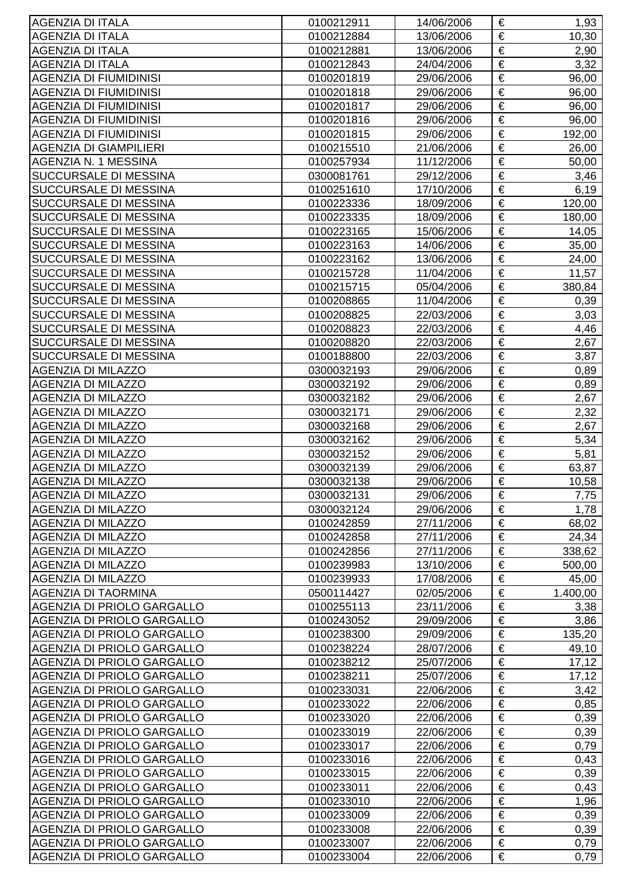| | | | | |
|---|---|---|---|---|
| AGENZIA DI ITALA | 0100212911 | 14/06/2006 | € | 1,93 |
| AGENZIA DI ITALA | 0100212884 | 13/06/2006 | € | 10,30 |
| AGENZIA DI ITALA | 0100212881 | 13/06/2006 | € | 2,90 |
| AGENZIA DI ITALA | 0100212843 | 24/04/2006 | € | 3,32 |
| AGENZIA DI FIUMIDINISI | 0100201819 | 29/06/2006 | € | 96,00 |
| AGENZIA DI FIUMIDINISI | 0100201818 | 29/06/2006 | € | 96,00 |
| AGENZIA DI FIUMIDINISI | 0100201817 | 29/06/2006 | € | 96,00 |
| AGENZIA DI FIUMIDINISI | 0100201816 | 29/06/2006 | € | 96,00 |
| AGENZIA DI FIUMIDINISI | 0100201815 | 29/06/2006 | € | 192,00 |
| AGENZIA DI GIAMPILIERI | 0100215510 | 21/06/2006 | € | 26,00 |
| AGENZIA N. 1 MESSINA | 0100257934 | 11/12/2006 | € | 50,00 |
| SUCCURSALE DI MESSINA | 0300081761 | 29/12/2006 | € | 3,46 |
| SUCCURSALE DI MESSINA | 0100251610 | 17/10/2006 | € | 6,19 |
| SUCCURSALE DI MESSINA | 0100223336 | 18/09/2006 | € | 120,00 |
| SUCCURSALE DI MESSINA | 0100223335 | 18/09/2006 | € | 180,00 |
| SUCCURSALE DI MESSINA | 0100223165 | 15/06/2006 | € | 14,05 |
| SUCCURSALE DI MESSINA | 0100223163 | 14/06/2006 | € | 35,00 |
| SUCCURSALE DI MESSINA | 0100223162 | 13/06/2006 | € | 24,00 |
| SUCCURSALE DI MESSINA | 0100215728 | 11/04/2006 | € | 11,57 |
| SUCCURSALE DI MESSINA | 0100215715 | 05/04/2006 | € | 380,84 |
| SUCCURSALE DI MESSINA | 0100208865 | 11/04/2006 | € | 0,39 |
| SUCCURSALE DI MESSINA | 0100208825 | 22/03/2006 | € | 3,03 |
| SUCCURSALE DI MESSINA | 0100208823 | 22/03/2006 | € | 4,46 |
| SUCCURSALE DI MESSINA | 0100208820 | 22/03/2006 | € | 2,67 |
| SUCCURSALE DI MESSINA | 0100188800 | 22/03/2006 | € | 3,87 |
| AGENZIA DI MILAZZO | 0300032193 | 29/06/2006 | € | 0,89 |
| AGENZIA DI MILAZZO | 0300032192 | 29/06/2006 | € | 0,89 |
| AGENZIA DI MILAZZO | 0300032182 | 29/06/2006 | € | 2,67 |
| AGENZIA DI MILAZZO | 0300032171 | 29/06/2006 | € | 2,32 |
| AGENZIA DI MILAZZO | 0300032168 | 29/06/2006 | € | 2,67 |
| AGENZIA DI MILAZZO | 0300032162 | 29/06/2006 | € | 5,34 |
| AGENZIA DI MILAZZO | 0300032152 | 29/06/2006 | € | 5,81 |
| AGENZIA DI MILAZZO | 0300032139 | 29/06/2006 | € | 63,87 |
| AGENZIA DI MILAZZO | 0300032138 | 29/06/2006 | € | 10,58 |
| AGENZIA DI MILAZZO | 0300032131 | 29/06/2006 | € | 7,75 |
| AGENZIA DI MILAZZO | 0300032124 | 29/06/2006 | € | 1,78 |
| AGENZIA DI MILAZZO | 0100242859 | 27/11/2006 | € | 68,02 |
| AGENZIA DI MILAZZO | 0100242858 | 27/11/2006 | € | 24,34 |
| AGENZIA DI MILAZZO | 0100242856 | 27/11/2006 | € | 338,62 |
| AGENZIA DI MILAZZO | 0100239983 | 13/10/2006 | € | 500,00 |
| AGENZIA DI MILAZZO | 0100239933 | 17/08/2006 | € | 45,00 |
| AGENZIA DI TAORMINA | 0500114427 | 02/05/2006 | € | 1.400,00 |
| AGENZIA DI PRIOLO GARGALLO | 0100255113 | 23/11/2006 | € | 3,38 |
| AGENZIA DI PRIOLO GARGALLO | 0100243052 | 29/09/2006 | € | 3,86 |
| AGENZIA DI PRIOLO GARGALLO | 0100238300 | 29/09/2006 | € | 135,20 |
| AGENZIA DI PRIOLO GARGALLO | 0100238224 | 28/07/2006 | € | 49,10 |
| AGENZIA DI PRIOLO GARGALLO | 0100238212 | 25/07/2006 | € | 17,12 |
| AGENZIA DI PRIOLO GARGALLO | 0100238211 | 25/07/2006 | € | 17,12 |
| AGENZIA DI PRIOLO GARGALLO | 0100233031 | 22/06/2006 | € | 3,42 |
| AGENZIA DI PRIOLO GARGALLO | 0100233022 | 22/06/2006 | € | 0,85 |
| AGENZIA DI PRIOLO GARGALLO | 0100233020 | 22/06/2006 | € | 0,39 |
| AGENZIA DI PRIOLO GARGALLO | 0100233019 | 22/06/2006 | € | 0,39 |
| AGENZIA DI PRIOLO GARGALLO | 0100233017 | 22/06/2006 | € | 0,79 |
| AGENZIA DI PRIOLO GARGALLO | 0100233016 | 22/06/2006 | € | 0,43 |
| AGENZIA DI PRIOLO GARGALLO | 0100233015 | 22/06/2006 | € | 0,39 |
| AGENZIA DI PRIOLO GARGALLO | 0100233011 | 22/06/2006 | € | 0,43 |
| AGENZIA DI PRIOLO GARGALLO | 0100233010 | 22/06/2006 | € | 1,96 |
| AGENZIA DI PRIOLO GARGALLO | 0100233009 | 22/06/2006 | € | 0,39 |
| AGENZIA DI PRIOLO GARGALLO | 0100233008 | 22/06/2006 | € | 0,39 |
| AGENZIA DI PRIOLO GARGALLO | 0100233007 | 22/06/2006 | € | 0,79 |
| AGENZIA DI PRIOLO GARGALLO | 0100233004 | 22/06/2006 | € | 0,79 |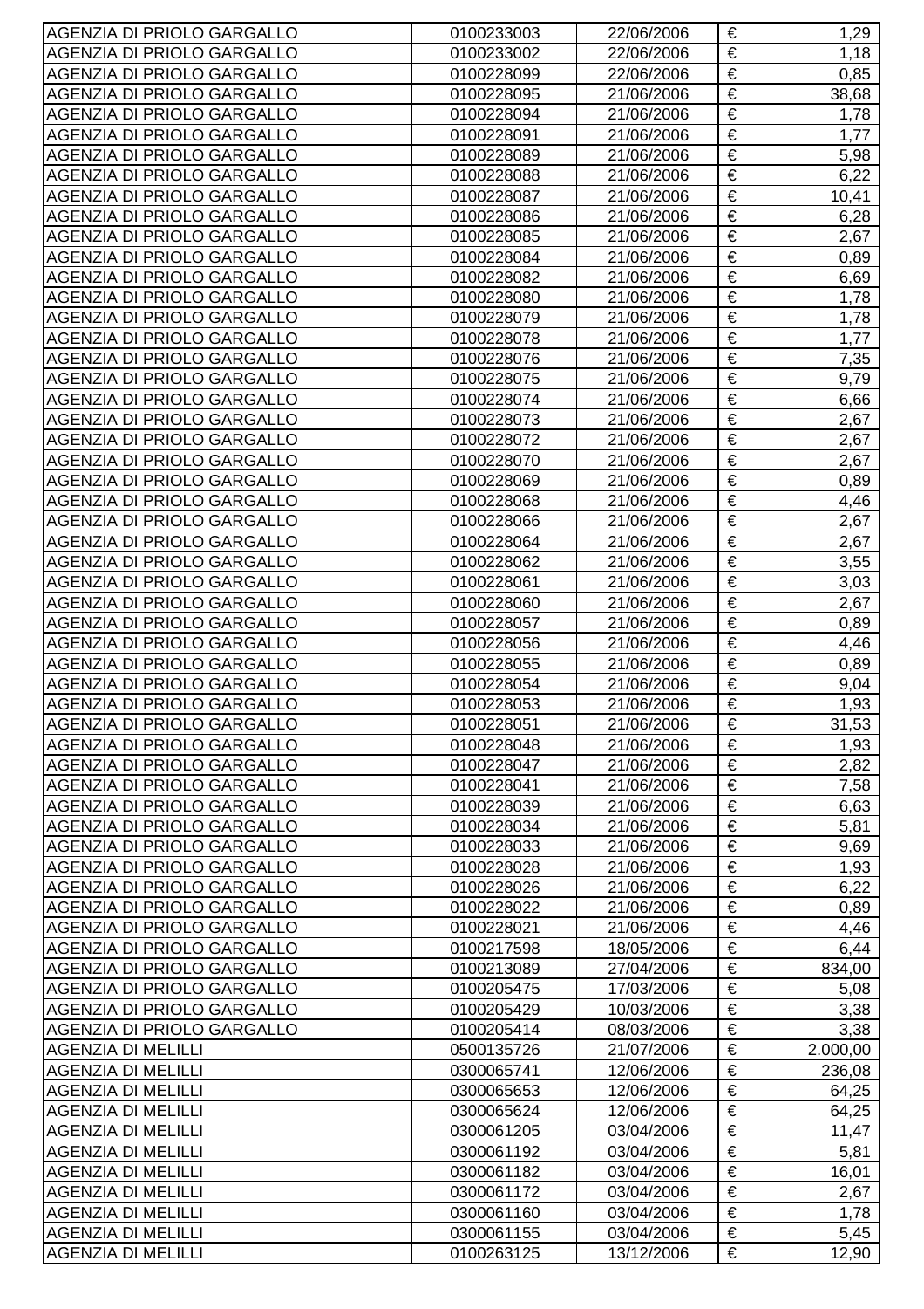| | | | | |
|---|---|---|---|---|
| AGENZIA DI PRIOLO GARGALLO | 0100233003 | 22/06/2006 | € | 1,29 |
| AGENZIA DI PRIOLO GARGALLO | 0100233002 | 22/06/2006 | € | 1,18 |
| AGENZIA DI PRIOLO GARGALLO | 0100228099 | 22/06/2006 | € | 0,85 |
| AGENZIA DI PRIOLO GARGALLO | 0100228095 | 21/06/2006 | € | 38,68 |
| AGENZIA DI PRIOLO GARGALLO | 0100228094 | 21/06/2006 | € | 1,78 |
| AGENZIA DI PRIOLO GARGALLO | 0100228091 | 21/06/2006 | € | 1,77 |
| AGENZIA DI PRIOLO GARGALLO | 0100228089 | 21/06/2006 | € | 5,98 |
| AGENZIA DI PRIOLO GARGALLO | 0100228088 | 21/06/2006 | € | 6,22 |
| AGENZIA DI PRIOLO GARGALLO | 0100228087 | 21/06/2006 | € | 10,41 |
| AGENZIA DI PRIOLO GARGALLO | 0100228086 | 21/06/2006 | € | 6,28 |
| AGENZIA DI PRIOLO GARGALLO | 0100228085 | 21/06/2006 | € | 2,67 |
| AGENZIA DI PRIOLO GARGALLO | 0100228084 | 21/06/2006 | € | 0,89 |
| AGENZIA DI PRIOLO GARGALLO | 0100228082 | 21/06/2006 | € | 6,69 |
| AGENZIA DI PRIOLO GARGALLO | 0100228080 | 21/06/2006 | € | 1,78 |
| AGENZIA DI PRIOLO GARGALLO | 0100228079 | 21/06/2006 | € | 1,78 |
| AGENZIA DI PRIOLO GARGALLO | 0100228078 | 21/06/2006 | € | 1,77 |
| AGENZIA DI PRIOLO GARGALLO | 0100228076 | 21/06/2006 | € | 7,35 |
| AGENZIA DI PRIOLO GARGALLO | 0100228075 | 21/06/2006 | € | 9,79 |
| AGENZIA DI PRIOLO GARGALLO | 0100228074 | 21/06/2006 | € | 6,66 |
| AGENZIA DI PRIOLO GARGALLO | 0100228073 | 21/06/2006 | € | 2,67 |
| AGENZIA DI PRIOLO GARGALLO | 0100228072 | 21/06/2006 | € | 2,67 |
| AGENZIA DI PRIOLO GARGALLO | 0100228070 | 21/06/2006 | € | 2,67 |
| AGENZIA DI PRIOLO GARGALLO | 0100228069 | 21/06/2006 | € | 0,89 |
| AGENZIA DI PRIOLO GARGALLO | 0100228068 | 21/06/2006 | € | 4,46 |
| AGENZIA DI PRIOLO GARGALLO | 0100228066 | 21/06/2006 | € | 2,67 |
| AGENZIA DI PRIOLO GARGALLO | 0100228064 | 21/06/2006 | € | 2,67 |
| AGENZIA DI PRIOLO GARGALLO | 0100228062 | 21/06/2006 | € | 3,55 |
| AGENZIA DI PRIOLO GARGALLO | 0100228061 | 21/06/2006 | € | 3,03 |
| AGENZIA DI PRIOLO GARGALLO | 0100228060 | 21/06/2006 | € | 2,67 |
| AGENZIA DI PRIOLO GARGALLO | 0100228057 | 21/06/2006 | € | 0,89 |
| AGENZIA DI PRIOLO GARGALLO | 0100228056 | 21/06/2006 | € | 4,46 |
| AGENZIA DI PRIOLO GARGALLO | 0100228055 | 21/06/2006 | € | 0,89 |
| AGENZIA DI PRIOLO GARGALLO | 0100228054 | 21/06/2006 | € | 9,04 |
| AGENZIA DI PRIOLO GARGALLO | 0100228053 | 21/06/2006 | € | 1,93 |
| AGENZIA DI PRIOLO GARGALLO | 0100228051 | 21/06/2006 | € | 31,53 |
| AGENZIA DI PRIOLO GARGALLO | 0100228048 | 21/06/2006 | € | 1,93 |
| AGENZIA DI PRIOLO GARGALLO | 0100228047 | 21/06/2006 | € | 2,82 |
| AGENZIA DI PRIOLO GARGALLO | 0100228041 | 21/06/2006 | € | 7,58 |
| AGENZIA DI PRIOLO GARGALLO | 0100228039 | 21/06/2006 | € | 6,63 |
| AGENZIA DI PRIOLO GARGALLO | 0100228034 | 21/06/2006 | € | 5,81 |
| AGENZIA DI PRIOLO GARGALLO | 0100228033 | 21/06/2006 | € | 9,69 |
| AGENZIA DI PRIOLO GARGALLO | 0100228028 | 21/06/2006 | € | 1,93 |
| AGENZIA DI PRIOLO GARGALLO | 0100228026 | 21/06/2006 | € | 6,22 |
| AGENZIA DI PRIOLO GARGALLO | 0100228022 | 21/06/2006 | € | 0,89 |
| AGENZIA DI PRIOLO GARGALLO | 0100228021 | 21/06/2006 | € | 4,46 |
| AGENZIA DI PRIOLO GARGALLO | 0100217598 | 18/05/2006 | € | 6,44 |
| AGENZIA DI PRIOLO GARGALLO | 0100213089 | 27/04/2006 | € | 834,00 |
| AGENZIA DI PRIOLO GARGALLO | 0100205475 | 17/03/2006 | € | 5,08 |
| AGENZIA DI PRIOLO GARGALLO | 0100205429 | 10/03/2006 | € | 3,38 |
| AGENZIA DI PRIOLO GARGALLO | 0100205414 | 08/03/2006 | € | 3,38 |
| AGENZIA DI MELILLI | 0500135726 | 21/07/2006 | € | 2.000,00 |
| AGENZIA DI MELILLI | 0300065741 | 12/06/2006 | € | 236,08 |
| AGENZIA DI MELILLI | 0300065653 | 12/06/2006 | € | 64,25 |
| AGENZIA DI MELILLI | 0300065624 | 12/06/2006 | € | 64,25 |
| AGENZIA DI MELILLI | 0300061205 | 03/04/2006 | € | 11,47 |
| AGENZIA DI MELILLI | 0300061192 | 03/04/2006 | € | 5,81 |
| AGENZIA DI MELILLI | 0300061182 | 03/04/2006 | € | 16,01 |
| AGENZIA DI MELILLI | 0300061172 | 03/04/2006 | € | 2,67 |
| AGENZIA DI MELILLI | 0300061160 | 03/04/2006 | € | 1,78 |
| AGENZIA DI MELILLI | 0300061155 | 03/04/2006 | € | 5,45 |
| AGENZIA DI MELILLI | 0100263125 | 13/12/2006 | € | 12,90 |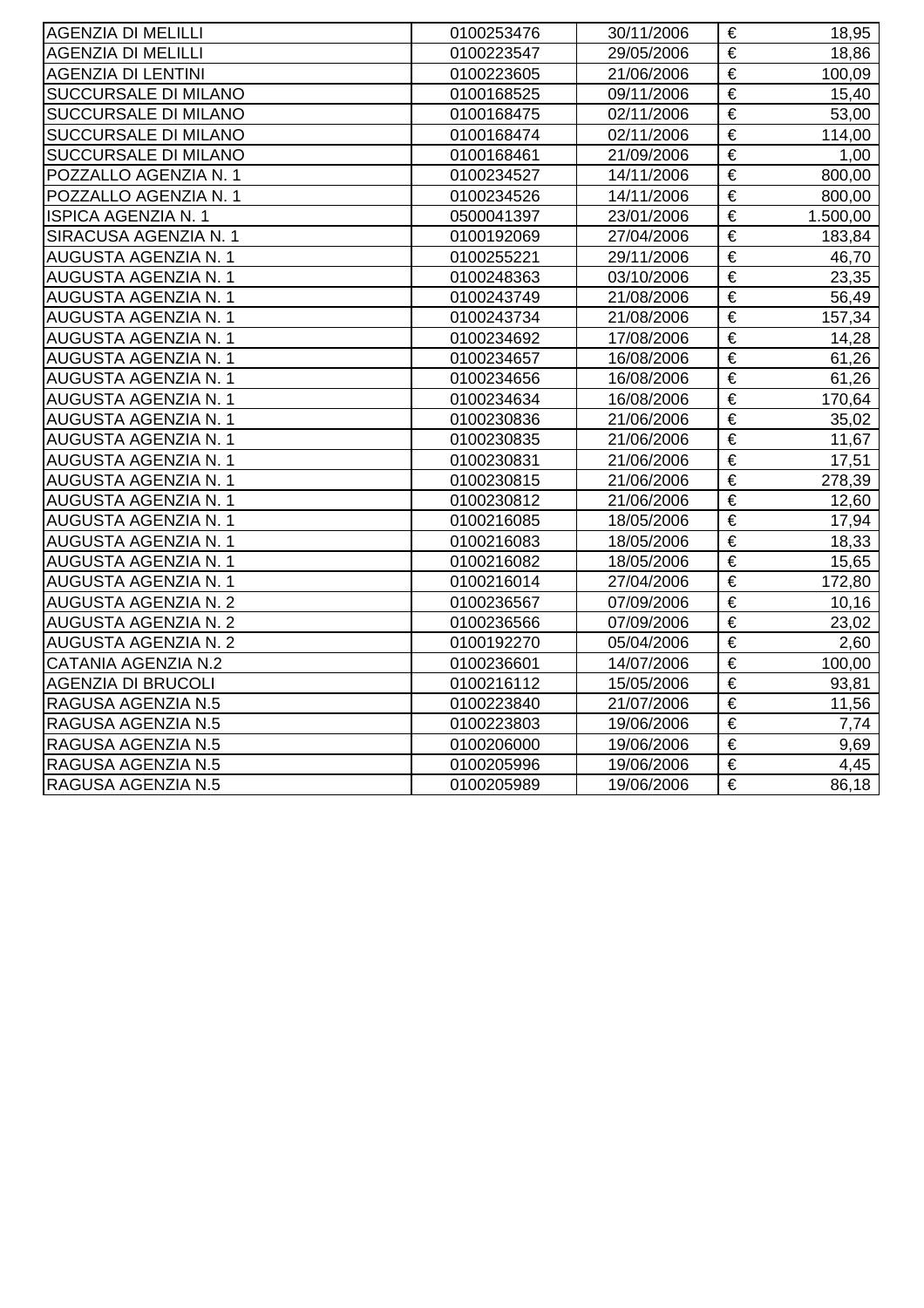| | | | | |
|---|---|---|---|---|
| AGENZIA DI MELILLI | 0100253476 | 30/11/2006 | € | 18,95 |
| AGENZIA DI MELILLI | 0100223547 | 29/05/2006 | € | 18,86 |
| AGENZIA DI LENTINI | 0100223605 | 21/06/2006 | € | 100,09 |
| SUCCURSALE DI MILANO | 0100168525 | 09/11/2006 | € | 15,40 |
| SUCCURSALE DI MILANO | 0100168475 | 02/11/2006 | € | 53,00 |
| SUCCURSALE DI MILANO | 0100168474 | 02/11/2006 | € | 114,00 |
| SUCCURSALE DI MILANO | 0100168461 | 21/09/2006 | € | 1,00 |
| POZZALLO AGENZIA N. 1 | 0100234527 | 14/11/2006 | € | 800,00 |
| POZZALLO AGENZIA N. 1 | 0100234526 | 14/11/2006 | € | 800,00 |
| ISPICA AGENZIA N. 1 | 0500041397 | 23/01/2006 | € | 1.500,00 |
| SIRACUSA AGENZIA N. 1 | 0100192069 | 27/04/2006 | € | 183,84 |
| AUGUSTA AGENZIA N. 1 | 0100255221 | 29/11/2006 | € | 46,70 |
| AUGUSTA AGENZIA N. 1 | 0100248363 | 03/10/2006 | € | 23,35 |
| AUGUSTA AGENZIA N. 1 | 0100243749 | 21/08/2006 | € | 56,49 |
| AUGUSTA AGENZIA N. 1 | 0100243734 | 21/08/2006 | € | 157,34 |
| AUGUSTA AGENZIA N. 1 | 0100234692 | 17/08/2006 | € | 14,28 |
| AUGUSTA AGENZIA N. 1 | 0100234657 | 16/08/2006 | € | 61,26 |
| AUGUSTA AGENZIA N. 1 | 0100234656 | 16/08/2006 | € | 61,26 |
| AUGUSTA AGENZIA N. 1 | 0100234634 | 16/08/2006 | € | 170,64 |
| AUGUSTA AGENZIA N. 1 | 0100230836 | 21/06/2006 | € | 35,02 |
| AUGUSTA AGENZIA N. 1 | 0100230835 | 21/06/2006 | € | 11,67 |
| AUGUSTA AGENZIA N. 1 | 0100230831 | 21/06/2006 | € | 17,51 |
| AUGUSTA AGENZIA N. 1 | 0100230815 | 21/06/2006 | € | 278,39 |
| AUGUSTA AGENZIA N. 1 | 0100230812 | 21/06/2006 | € | 12,60 |
| AUGUSTA AGENZIA N. 1 | 0100216085 | 18/05/2006 | € | 17,94 |
| AUGUSTA AGENZIA N. 1 | 0100216083 | 18/05/2006 | € | 18,33 |
| AUGUSTA AGENZIA N. 1 | 0100216082 | 18/05/2006 | € | 15,65 |
| AUGUSTA AGENZIA N. 1 | 0100216014 | 27/04/2006 | € | 172,80 |
| AUGUSTA AGENZIA N. 2 | 0100236567 | 07/09/2006 | € | 10,16 |
| AUGUSTA AGENZIA N. 2 | 0100236566 | 07/09/2006 | € | 23,02 |
| AUGUSTA AGENZIA N. 2 | 0100192270 | 05/04/2006 | € | 2,60 |
| CATANIA AGENZIA N.2 | 0100236601 | 14/07/2006 | € | 100,00 |
| AGENZIA DI BRUCOLI | 0100216112 | 15/05/2006 | € | 93,81 |
| RAGUSA AGENZIA N.5 | 0100223840 | 21/07/2006 | € | 11,56 |
| RAGUSA AGENZIA N.5 | 0100223803 | 19/06/2006 | € | 7,74 |
| RAGUSA AGENZIA N.5 | 0100206000 | 19/06/2006 | € | 9,69 |
| RAGUSA AGENZIA N.5 | 0100205996 | 19/06/2006 | € | 4,45 |
| RAGUSA AGENZIA N.5 | 0100205989 | 19/06/2006 | € | 86,18 |